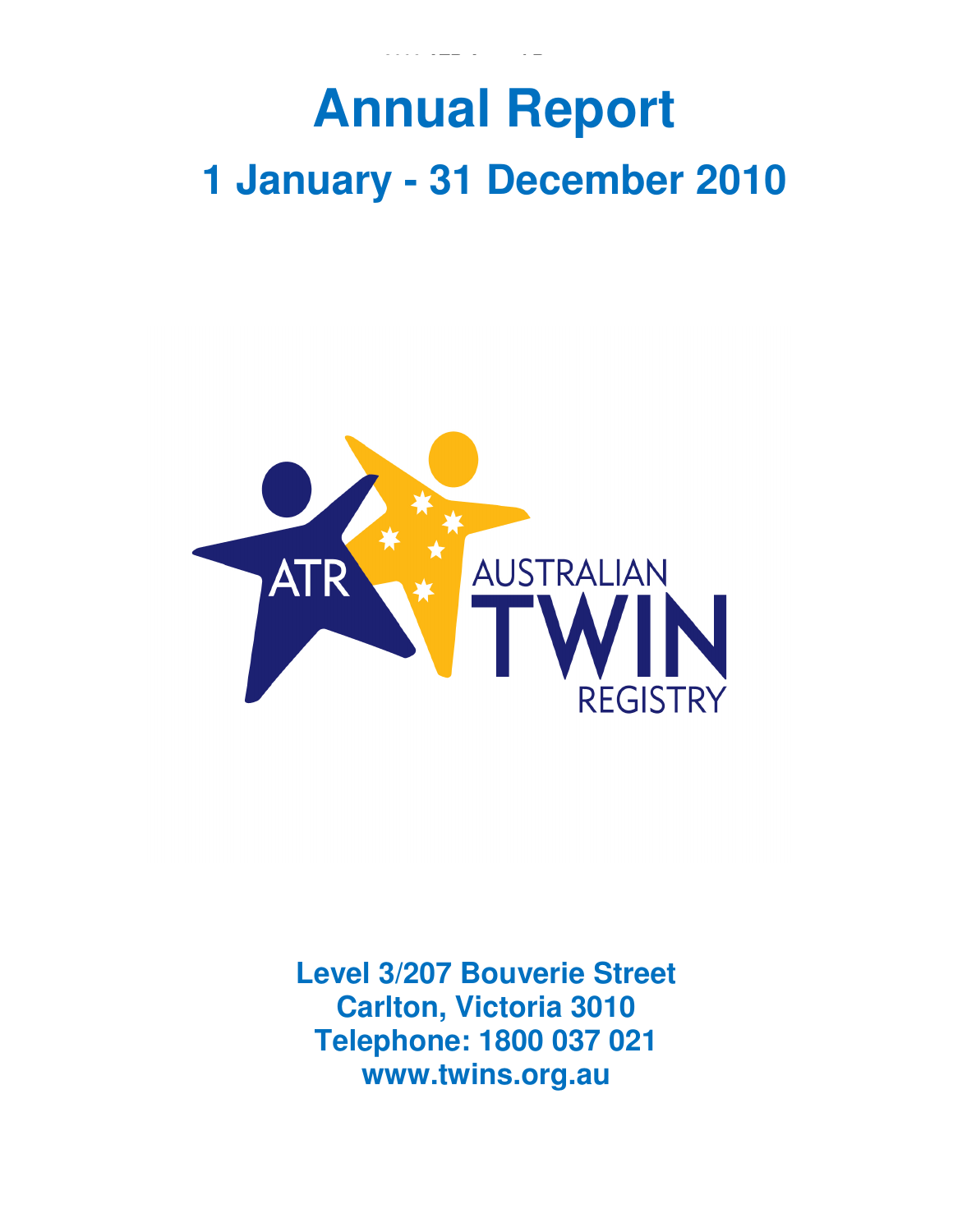# Annual Report

## 1 January - 31 December 2010

ATR AUSTRALIAN TWIN REGISTRY

**Level 3/207 Bouverie Street**
**Carlton, Victoria 3010**
**Telephone: 1800 037 021**
**www.twins.org.au**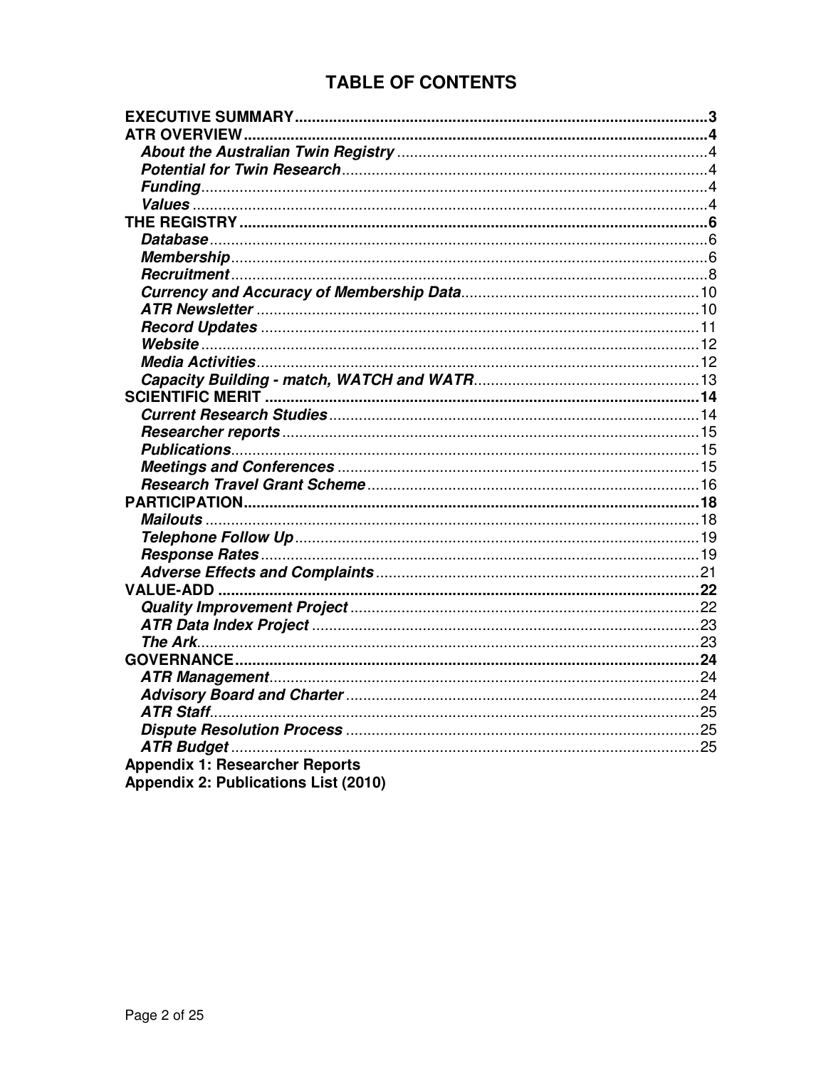# TABLE OF CONTENTS

**EXECUTIVE SUMMARY** ........ **3**

**ATR OVERVIEW** ........ **4**

- ***About the Australian Twin Registry*** ........ 4
- ***Potential for Twin Research*** ........ 4
- ***Funding*** ........ 4
- ***Values*** ........ 4

**THE REGISTRY** ........ **6**

- ***Database*** ........ 6
- ***Membership*** ........ 6
- ***Recruitment*** ........ 8
- ***Currency and Accuracy of Membership Data*** ........ 10
- ***ATR Newsletter*** ........ 10
- ***Record Updates*** ........ 11
- ***Website*** ........ 12
- ***Media Activities*** ........ 12
- ***Capacity Building - match, WATCH and WATR*** ........ 13

**SCIENTIFIC MERIT** ........ **14**

- ***Current Research Studies*** ........ 14
- ***Researcher reports*** ........ 15
- ***Publications*** ........ 15
- ***Meetings and Conferences*** ........ 15
- ***Research Travel Grant Scheme*** ........ 16

**PARTICIPATION** ........ **18**

- ***Mailouts*** ........ 18
- ***Telephone Follow Up*** ........ 19
- ***Response Rates*** ........ 19
- ***Adverse Effects and Complaints*** ........ 21

**VALUE-ADD** ........ **22**

- ***Quality Improvement Project*** ........ 22
- ***ATR Data Index Project*** ........ 23
- ***The Ark*** ........ 23

**GOVERNANCE** ........ **24**

- ***ATR Management*** ........ 24
- ***Advisory Board and Charter*** ........ 24
- ***ATR Staff*** ........ 25
- ***Dispute Resolution Process*** ........ 25
- ***ATR Budget*** ........ 25

**Appendix 1: Researcher Reports**

**Appendix 2: Publications List (2010)**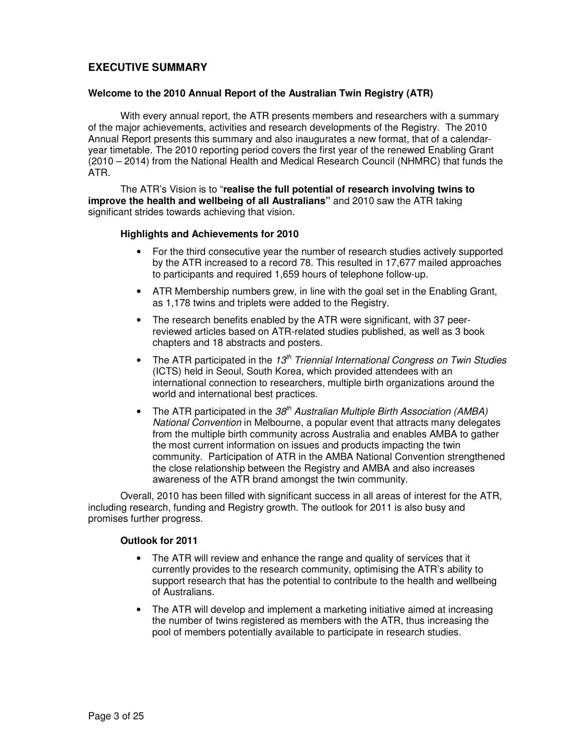## EXECUTIVE SUMMARY

### Welcome to the 2010 Annual Report of the Australian Twin Registry (ATR)

With every annual report, the ATR presents members and researchers with a summary of the major achievements, activities and research developments of the Registry. The 2010 Annual Report presents this summary and also inaugurates a new format, that of a calendar-year timetable. The 2010 reporting period covers the first year of the renewed Enabling Grant (2010 – 2014) from the National Health and Medical Research Council (NHMRC) that funds the ATR.

The ATR's Vision is to "**realise the full potential of research involving twins to improve the health and wellbeing of all Australians"** and 2010 saw the ATR taking significant strides towards achieving that vision.

#### Highlights and Achievements for 2010

- For the third consecutive year the number of research studies actively supported by the ATR increased to a record 78. This resulted in 17,677 mailed approaches to participants and required 1,659 hours of telephone follow-up.
- ATR Membership numbers grew, in line with the goal set in the Enabling Grant, as 1,178 twins and triplets were added to the Registry.
- The research benefits enabled by the ATR were significant, with 37 peer-reviewed articles based on ATR-related studies published, as well as 3 book chapters and 18 abstracts and posters.
- The ATR participated in the *13th Triennial International Congress on Twin Studies* (ICTS) held in Seoul, South Korea, which provided attendees with an international connection to researchers, multiple birth organizations around the world and international best practices.
- The ATR participated in the *38th Australian Multiple Birth Association (AMBA) National Convention* in Melbourne, a popular event that attracts many delegates from the multiple birth community across Australia and enables AMBA to gather the most current information on issues and products impacting the twin community. Participation of ATR in the AMBA National Convention strengthened the close relationship between the Registry and AMBA and also increases awareness of the ATR brand amongst the twin community.

Overall, 2010 has been filled with significant success in all areas of interest for the ATR, including research, funding and Registry growth. The outlook for 2011 is also busy and promises further progress.

#### Outlook for 2011

- The ATR will review and enhance the range and quality of services that it currently provides to the research community, optimising the ATR's ability to support research that has the potential to contribute to the health and wellbeing of Australians.
- The ATR will develop and implement a marketing initiative aimed at increasing the number of twins registered as members with the ATR, thus increasing the pool of members potentially available to participate in research studies.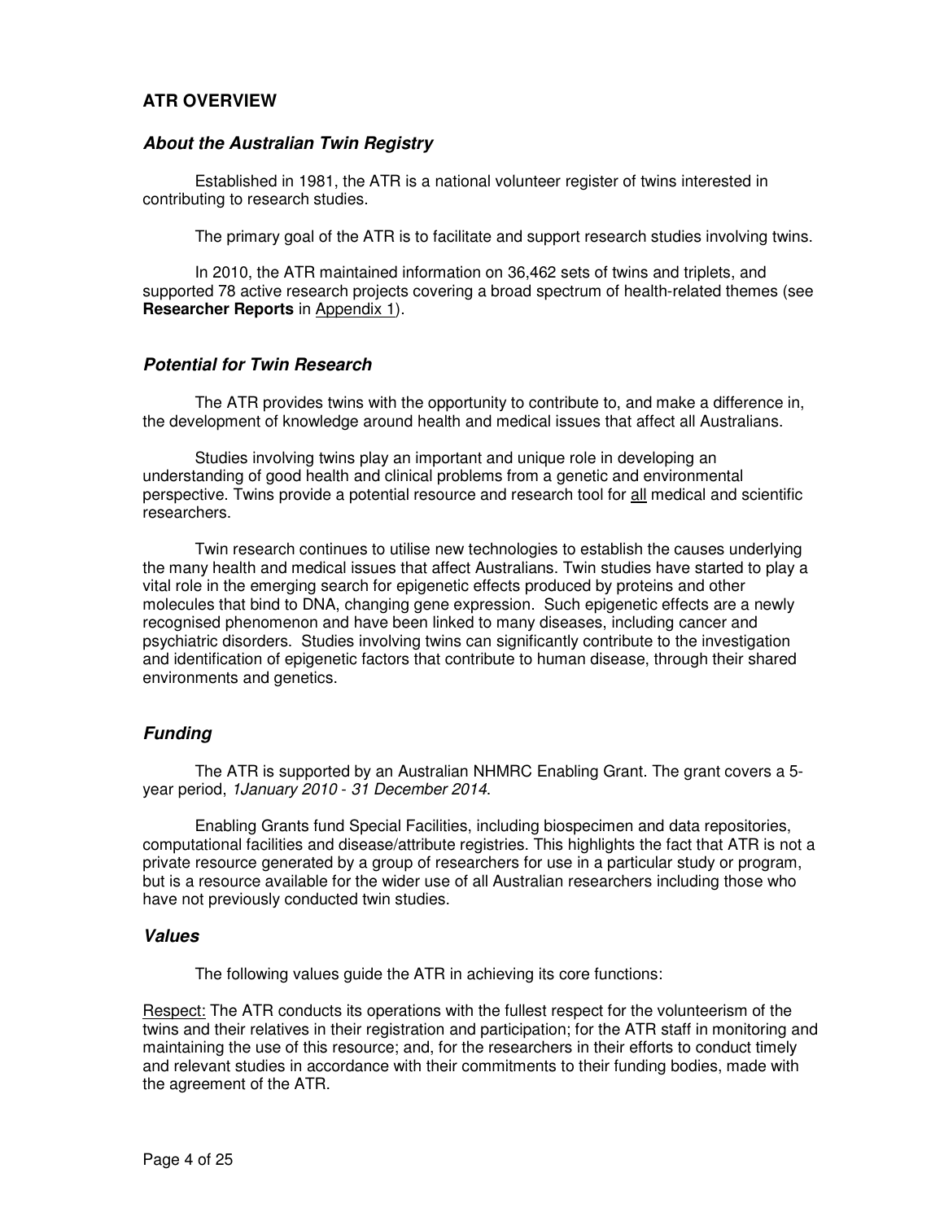## ATR OVERVIEW

### *About the Australian Twin Registry*

Established in 1981, the ATR is a national volunteer register of twins interested in contributing to research studies.

The primary goal of the ATR is to facilitate and support research studies involving twins.

In 2010, the ATR maintained information on 36,462 sets of twins and triplets, and supported 78 active research projects covering a broad spectrum of health-related themes (see **Researcher Reports** in Appendix 1).

### *Potential for Twin Research*

The ATR provides twins with the opportunity to contribute to, and make a difference in, the development of knowledge around health and medical issues that affect all Australians.

Studies involving twins play an important and unique role in developing an understanding of good health and clinical problems from a genetic and environmental perspective. Twins provide a potential resource and research tool for all medical and scientific researchers.

Twin research continues to utilise new technologies to establish the causes underlying the many health and medical issues that affect Australians. Twin studies have started to play a vital role in the emerging search for epigenetic effects produced by proteins and other molecules that bind to DNA, changing gene expression. Such epigenetic effects are a newly recognised phenomenon and have been linked to many diseases, including cancer and psychiatric disorders. Studies involving twins can significantly contribute to the investigation and identification of epigenetic factors that contribute to human disease, through their shared environments and genetics.

### *Funding*

The ATR is supported by an Australian NHMRC Enabling Grant. The grant covers a 5-year period, *1January 2010 - 31 December 2014.*

Enabling Grants fund Special Facilities, including biospecimen and data repositories, computational facilities and disease/attribute registries. This highlights the fact that ATR is not a private resource generated by a group of researchers for use in a particular study or program, but is a resource available for the wider use of all Australian researchers including those who have not previously conducted twin studies.

### *Values*

The following values guide the ATR in achieving its core functions:

Respect: The ATR conducts its operations with the fullest respect for the volunteerism of the twins and their relatives in their registration and participation; for the ATR staff in monitoring and maintaining the use of this resource; and, for the researchers in their efforts to conduct timely and relevant studies in accordance with their commitments to their funding bodies, made with the agreement of the ATR.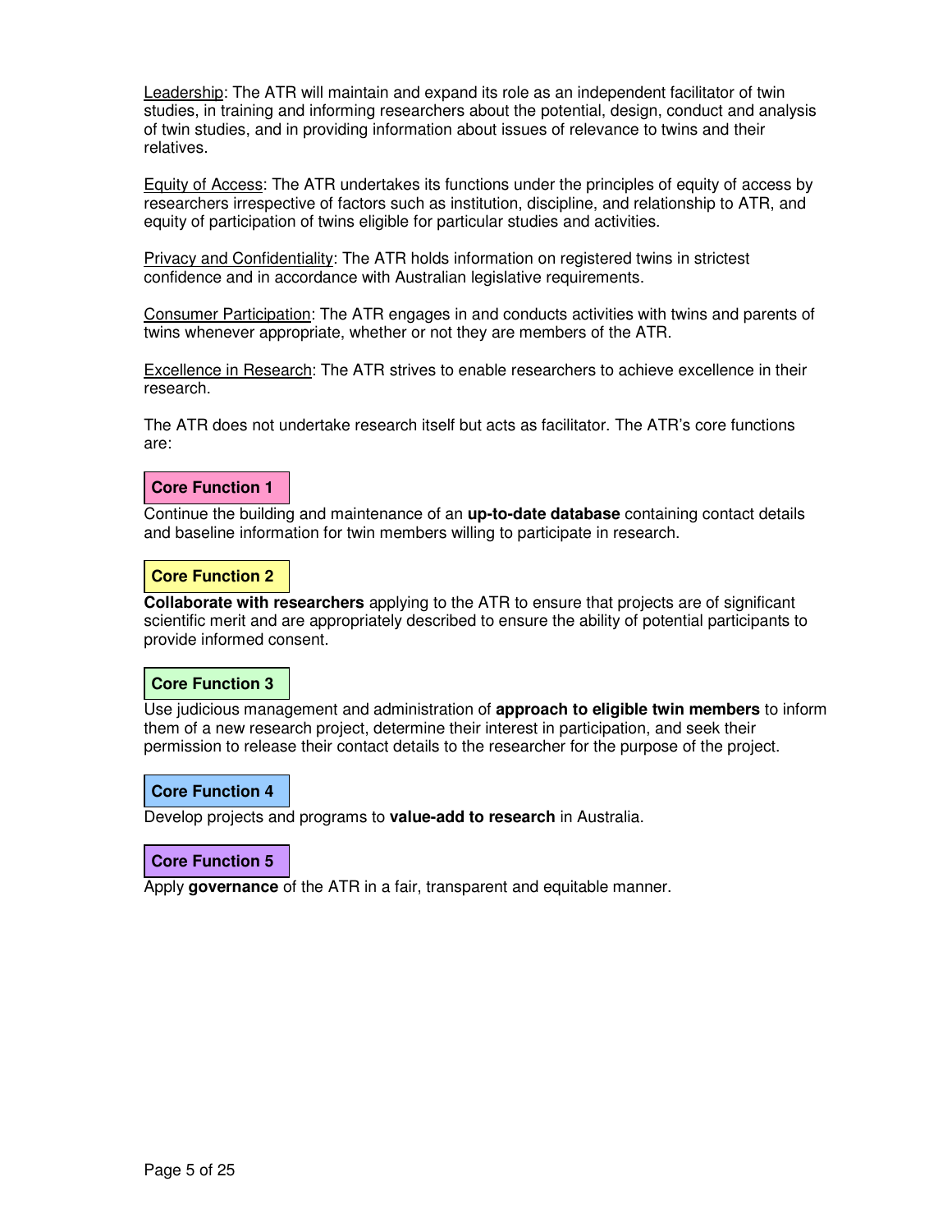<u>Leadership</u>: The ATR will maintain and expand its role as an independent facilitator of twin studies, in training and informing researchers about the potential, design, conduct and analysis of twin studies, and in providing information about issues of relevance to twins and their relatives.

<u>Equity of Access</u>: The ATR undertakes its functions under the principles of equity of access by researchers irrespective of factors such as institution, discipline, and relationship to ATR, and equity of participation of twins eligible for particular studies and activities.

<u>Privacy and Confidentiality</u>: The ATR holds information on registered twins in strictest confidence and in accordance with Australian legislative requirements.

<u>Consumer Participation</u>: The ATR engages in and conducts activities with twins and parents of twins whenever appropriate, whether or not they are members of the ATR.

<u>Excellence in Research</u>: The ATR strives to enable researchers to achieve excellence in their research.

The ATR does not undertake research itself but acts as facilitator. The ATR's core functions are:

**Core Function 1**

Continue the building and maintenance of an **up-to-date database** containing contact details and baseline information for twin members willing to participate in research.

**Core Function 2**

**Collaborate with researchers** applying to the ATR to ensure that projects are of significant scientific merit and are appropriately described to ensure the ability of potential participants to provide informed consent.

**Core Function 3**

Use judicious management and administration of **approach to eligible twin members** to inform them of a new research project, determine their interest in participation, and seek their permission to release their contact details to the researcher for the purpose of the project.

**Core Function 4**

Develop projects and programs to **value-add to research** in Australia.

**Core Function 5**

Apply **governance** of the ATR in a fair, transparent and equitable manner.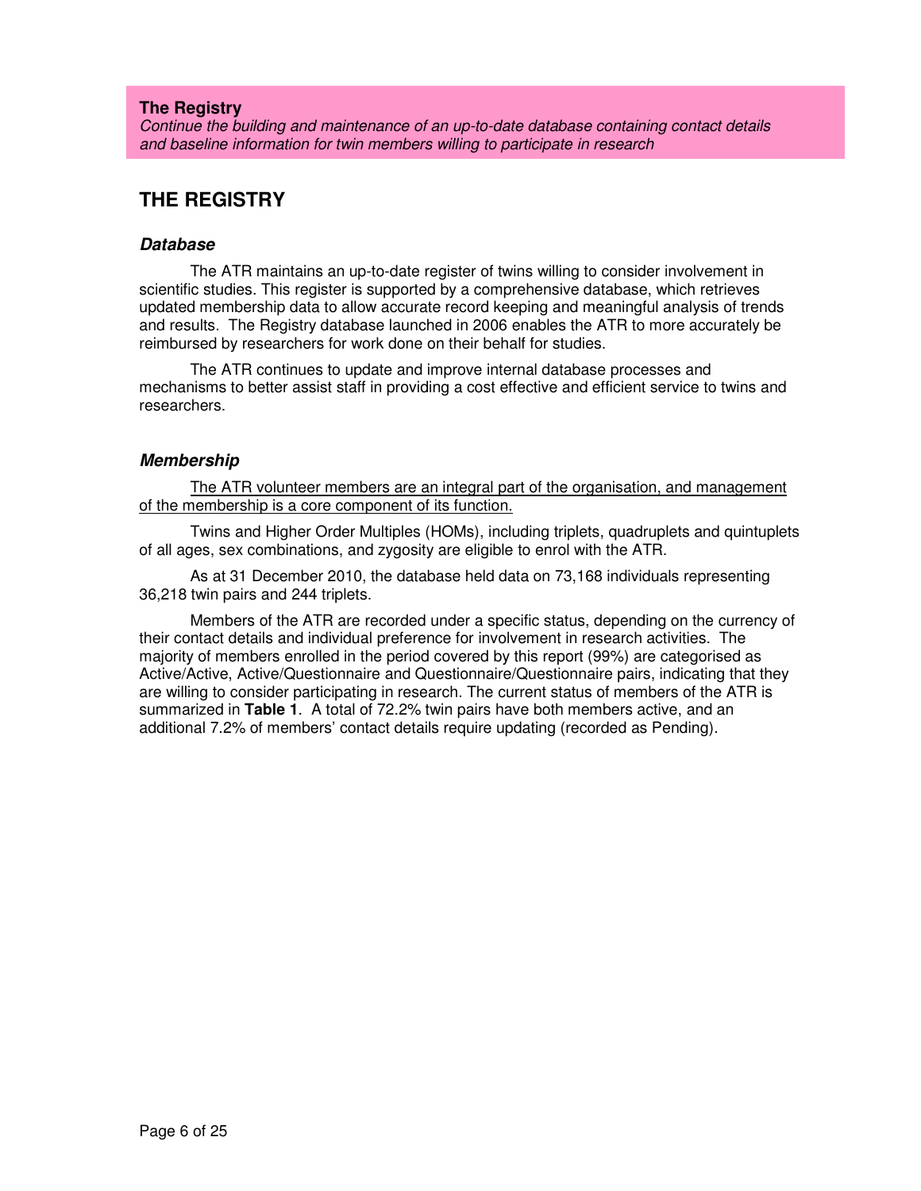**The Registry**
*Continue the building and maintenance of an up-to-date database containing contact details and baseline information for twin members willing to participate in research*

# THE REGISTRY

### *Database*

The ATR maintains an up-to-date register of twins willing to consider involvement in scientific studies. This register is supported by a comprehensive database, which retrieves updated membership data to allow accurate record keeping and meaningful analysis of trends and results. The Registry database launched in 2006 enables the ATR to more accurately be reimbursed by researchers for work done on their behalf for studies.

The ATR continues to update and improve internal database processes and mechanisms to better assist staff in providing a cost effective and efficient service to twins and researchers.

### *Membership*

<u>The ATR volunteer members are an integral part of the organisation, and management of the membership is a core component of its function.</u>

Twins and Higher Order Multiples (HOMs), including triplets, quadruplets and quintuplets of all ages, sex combinations, and zygosity are eligible to enrol with the ATR.

As at 31 December 2010, the database held data on 73,168 individuals representing 36,218 twin pairs and 244 triplets.

Members of the ATR are recorded under a specific status, depending on the currency of their contact details and individual preference for involvement in research activities. The majority of members enrolled in the period covered by this report (99%) are categorised as Active/Active, Active/Questionnaire and Questionnaire/Questionnaire pairs, indicating that they are willing to consider participating in research. The current status of members of the ATR is summarized in **Table 1**. A total of 72.2% twin pairs have both members active, and an additional 7.2% of members' contact details require updating (recorded as Pending).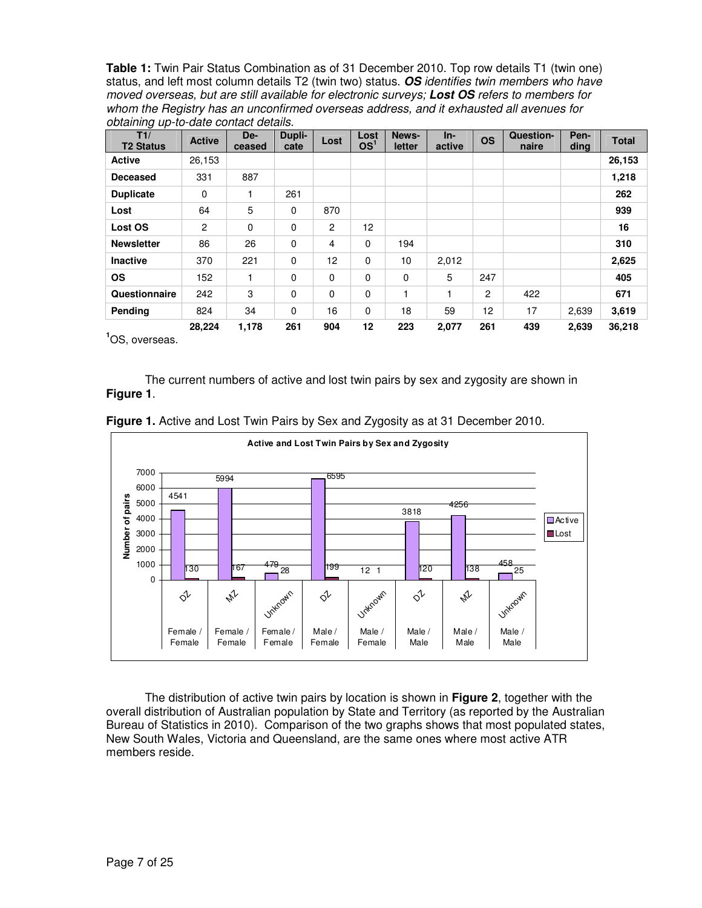**Table 1:** Twin Pair Status Combination as of 31 December 2010. Top row details T1 (twin one) status, and left most column details T2 (twin two) status. ***OS*** *identifies twin members who have moved overseas, but are still available for electronic surveys;* ***Lost OS*** *refers to members for whom the Registry has an unconfirmed overseas address, and it exhausted all avenues for obtaining up-to-date contact details.*

| T1/ T2 Status | Active | De-ceased | Dupli-cate | Lost | Lost OS[1] | News-letter | In-active | OS | Question-naire | Pen-ding | Total |
|---|---|---|---|---|---|---|---|---|---|---|---|
| **Active** | 26,153 | | | | | | | | | | **26,153** |
| **Deceased** | 331 | 887 | | | | | | | | | **1,218** |
| **Duplicate** | 0 | 1 | 261 | | | | | | | | **262** |
| **Lost** | 64 | 5 | 0 | 870 | | | | | | | **939** |
| **Lost OS** | 2 | 0 | 0 | 2 | 12 | | | | | | **16** |
| **Newsletter** | 86 | 26 | 0 | 4 | 0 | 194 | | | | | **310** |
| **Inactive** | 370 | 221 | 0 | 12 | 0 | 10 | 2,012 | | | | **2,625** |
| **OS** | 152 | 1 | 0 | 0 | 0 | 0 | 5 | 247 | | | **405** |
| **Questionnaire** | 242 | 3 | 0 | 0 | 0 | 1 | 1 | 2 | 422 | | **671** |
| **Pending** | 824 | 34 | 0 | 16 | 0 | 18 | 59 | 12 | 17 | 2,639 | **3,619** |
| | **28,224** | **1,178** | **261** | **904** | **12** | **223** | **2,077** | **261** | **439** | **2,639** | **36,218** |

[1]OS, overseas.

The current numbers of active and lost twin pairs by sex and zygosity are shown in **Figure 1**.

**Figure 1.** Active and Lost Twin Pairs by Sex and Zygosity as at 31 December 2010.

The distribution of active twin pairs by location is shown in **Figure 2**, together with the overall distribution of Australian population by State and Territory (as reported by the Australian Bureau of Statistics in 2010). Comparison of the two graphs shows that most populated states, New South Wales, Victoria and Queensland, are the same ones where most active ATR members reside.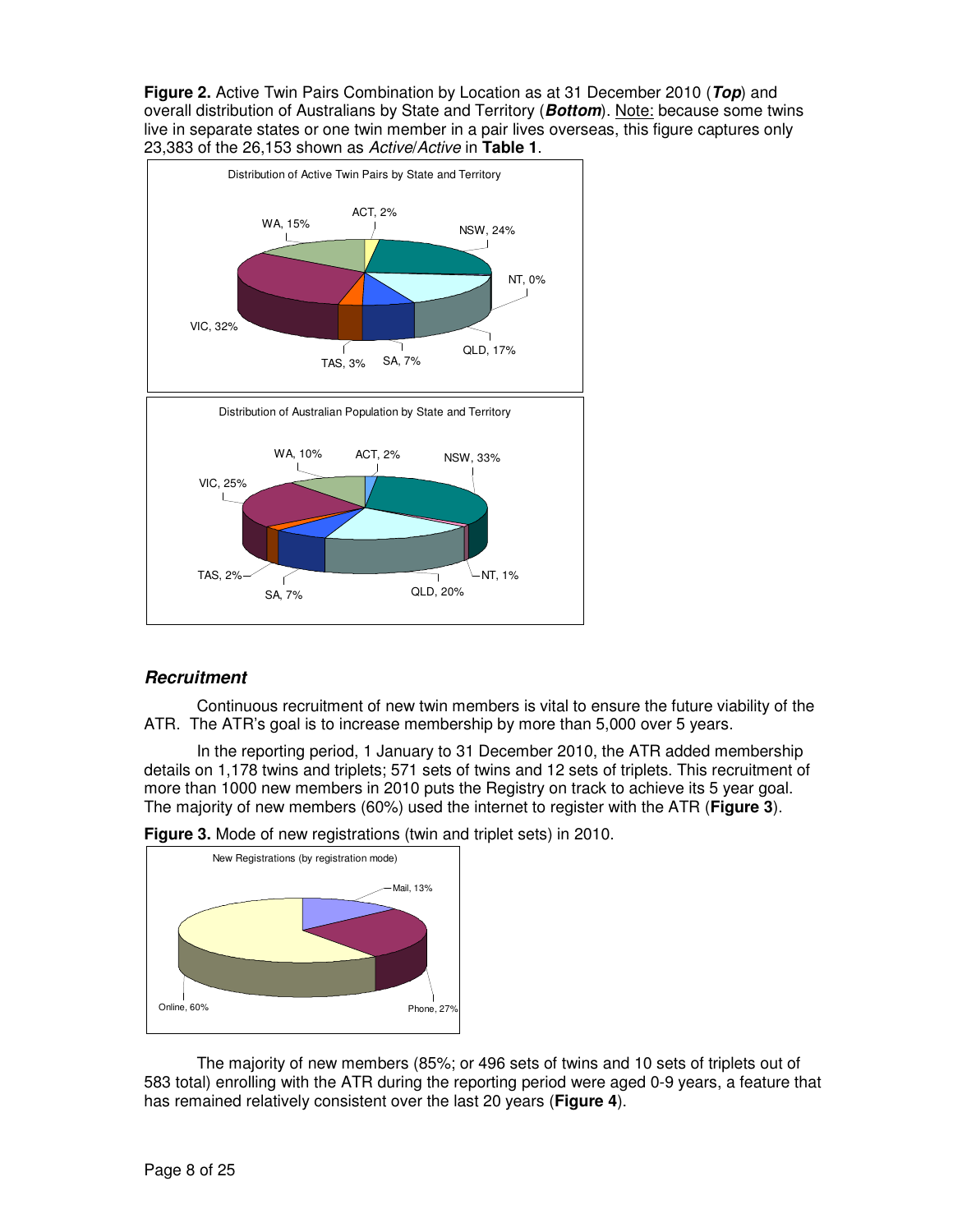**Figure 2.** Active Twin Pairs Combination by Location as at 31 December 2010 (***Top***) and overall distribution of Australians by State and Territory (***Bottom***). Note: because some twins live in separate states or one twin member in a pair lives overseas, this figure captures only 23,383 of the 26,153 shown as *Active/Active* in **Table 1**.

Distribution of Active Twin Pairs by State and Territory

ACT, 2%; NSW, 24%; NT, 0%; QLD, 17%; SA, 7%; TAS, 3%; VIC, 32%; WA, 15%

Distribution of Australian Population by State and Territory

ACT, 2%; NSW, 33%; NT, 1%; QLD, 20%; SA, 7%; TAS, 2%; VIC, 25%; WA, 10%

### *Recruitment*

Continuous recruitment of new twin members is vital to ensure the future viability of the ATR. The ATR's goal is to increase membership by more than 5,000 over 5 years.

In the reporting period, 1 January to 31 December 2010, the ATR added membership details on 1,178 twins and triplets; 571 sets of twins and 12 sets of triplets. This recruitment of more than 1000 new members in 2010 puts the Registry on track to achieve its 5 year goal. The majority of new members (60%) used the internet to register with the ATR (**Figure 3**).

**Figure 3.** Mode of new registrations (twin and triplet sets) in 2010.

New Registrations (by registration mode)

Mail, 13%; Phone, 27%; Online, 60%

The majority of new members (85%; or 496 sets of twins and 10 sets of triplets out of 583 total) enrolling with the ATR during the reporting period were aged 0-9 years, a feature that has remained relatively consistent over the last 20 years (**Figure 4**).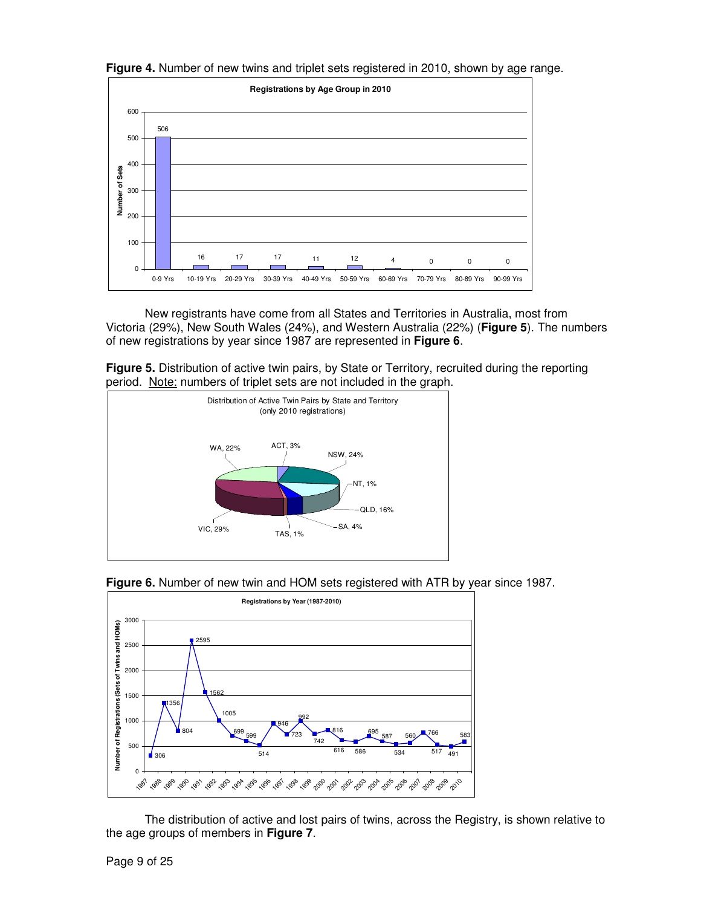**Figure 4.** Number of new twins and triplet sets registered in 2010, shown by age range.

New registrants have come from all States and Territories in Australia, most from Victoria (29%), New South Wales (24%), and Western Australia (22%) (**Figure 5**). The numbers of new registrations by year since 1987 are represented in **Figure 6**.

**Figure 5.** Distribution of active twin pairs, by State or Territory, recruited during the reporting period. Note: numbers of triplet sets are not included in the graph.

**Figure 6.** Number of new twin and HOM sets registered with ATR by year since 1987.

The distribution of active and lost pairs of twins, across the Registry, is shown relative to the age groups of members in **Figure 7**.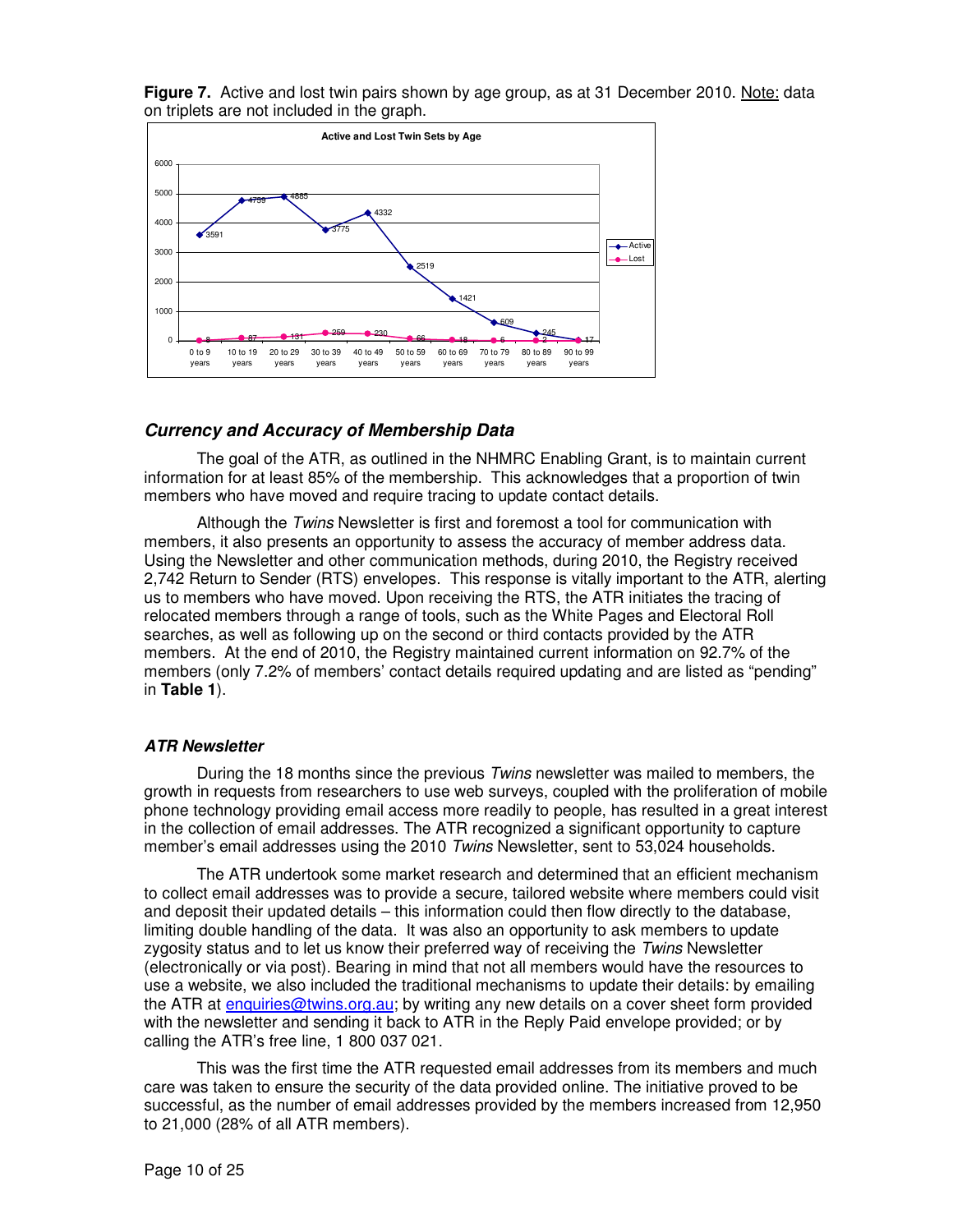**Figure 7.** Active and lost twin pairs shown by age group, as at 31 December 2010. Note: data on triplets are not included in the graph.

### *Currency and Accuracy of Membership Data*

The goal of the ATR, as outlined in the NHMRC Enabling Grant, is to maintain current information for at least 85% of the membership. This acknowledges that a proportion of twin members who have moved and require tracing to update contact details.

Although the *Twins* Newsletter is first and foremost a tool for communication with members, it also presents an opportunity to assess the accuracy of member address data. Using the Newsletter and other communication methods, during 2010, the Registry received 2,742 Return to Sender (RTS) envelopes. This response is vitally important to the ATR, alerting us to members who have moved. Upon receiving the RTS, the ATR initiates the tracing of relocated members through a range of tools, such as the White Pages and Electoral Roll searches, as well as following up on the second or third contacts provided by the ATR members. At the end of 2010, the Registry maintained current information on 92.7% of the members (only 7.2% of members' contact details required updating and are listed as "pending" in **Table 1**).

### *ATR Newsletter*

During the 18 months since the previous *Twins* newsletter was mailed to members, the growth in requests from researchers to use web surveys, coupled with the proliferation of mobile phone technology providing email access more readily to people, has resulted in a great interest in the collection of email addresses. The ATR recognized a significant opportunity to capture member's email addresses using the 2010 *Twins* Newsletter, sent to 53,024 households.

The ATR undertook some market research and determined that an efficient mechanism to collect email addresses was to provide a secure, tailored website where members could visit and deposit their updated details – this information could then flow directly to the database, limiting double handling of the data. It was also an opportunity to ask members to update zygosity status and to let us know their preferred way of receiving the *Twins* Newsletter (electronically or via post). Bearing in mind that not all members would have the resources to use a website, we also included the traditional mechanisms to update their details: by emailing the ATR at enquiries@twins.org.au; by writing any new details on a cover sheet form provided with the newsletter and sending it back to ATR in the Reply Paid envelope provided; or by calling the ATR's free line, 1 800 037 021.

This was the first time the ATR requested email addresses from its members and much care was taken to ensure the security of the data provided online. The initiative proved to be successful, as the number of email addresses provided by the members increased from 12,950 to 21,000 (28% of all ATR members).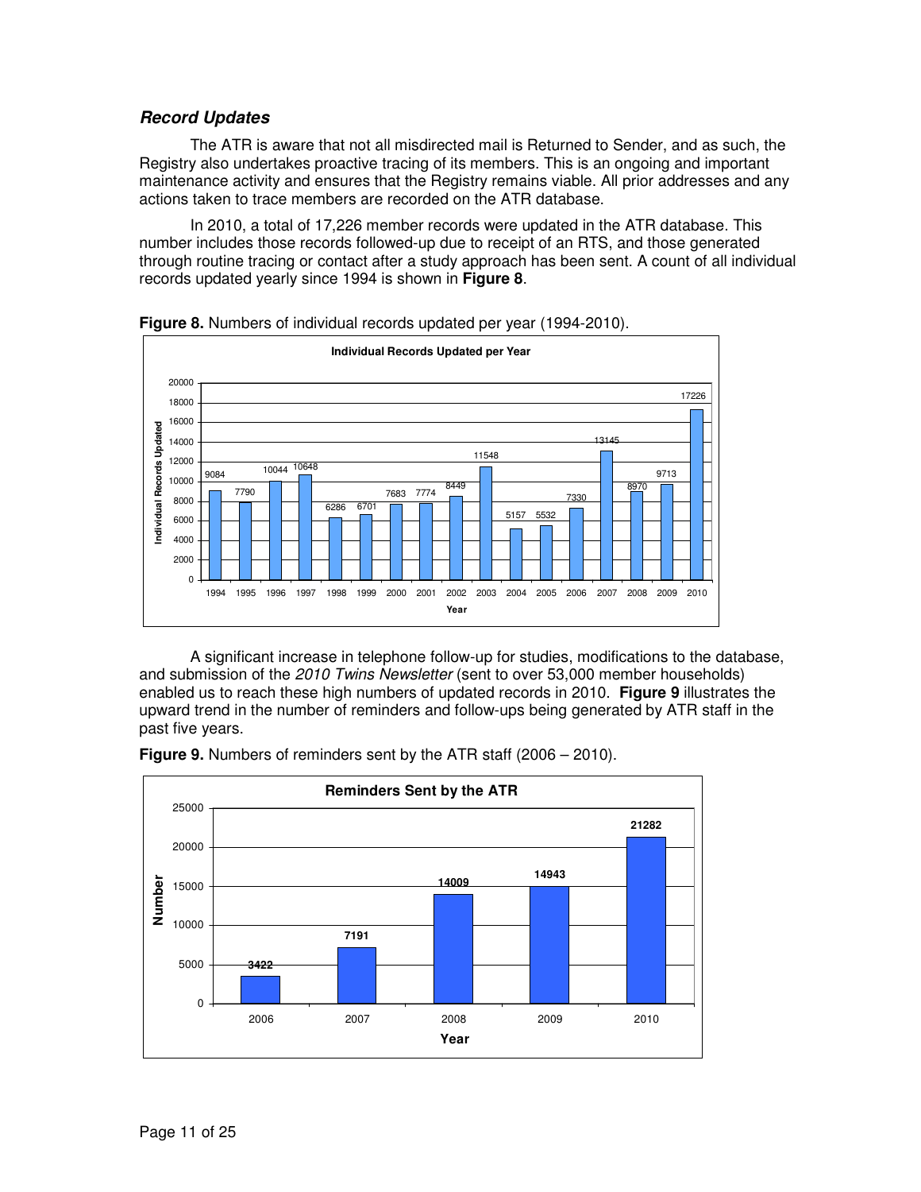### ***Record Updates***

The ATR is aware that not all misdirected mail is Returned to Sender, and as such, the Registry also undertakes proactive tracing of its members. This is an ongoing and important maintenance activity and ensures that the Registry remains viable. All prior addresses and any actions taken to trace members are recorded on the ATR database.

In 2010, a total of 17,226 member records were updated in the ATR database. This number includes those records followed-up due to receipt of an RTS, and those generated through routine tracing or contact after a study approach has been sent. A count of all individual records updated yearly since 1994 is shown in **Figure 8**.

**Figure 8.** Numbers of individual records updated per year (1994-2010).

**Individual Records Updated per Year**

| Year | Individual Records Updated |
|---|---|
| 1994 | 9084 |
| 1995 | 7790 |
| 1996 | 10044 |
| 1997 | 10648 |
| 1998 | 6286 |
| 1999 | 6701 |
| 2000 | 7683 |
| 2001 | 7774 |
| 2002 | 8449 |
| 2003 | 11548 |
| 2004 | 5157 |
| 2005 | 5532 |
| 2006 | 7330 |
| 2007 | 13145 |
| 2008 | 8970 |
| 2009 | 9713 |
| 2010 | 17226 |

A significant increase in telephone follow-up for studies, modifications to the database, and submission of the *2010 Twins Newsletter* (sent to over 53,000 member households) enabled us to reach these high numbers of updated records in 2010. **Figure 9** illustrates the upward trend in the number of reminders and follow-ups being generated by ATR staff in the past five years.

**Figure 9.** Numbers of reminders sent by the ATR staff (2006 – 2010).

**Reminders Sent by the ATR**

| Year | Number |
|---|---|
| 2006 | 3422 |
| 2007 | 7191 |
| 2008 | 14009 |
| 2009 | 14943 |
| 2010 | 21282 |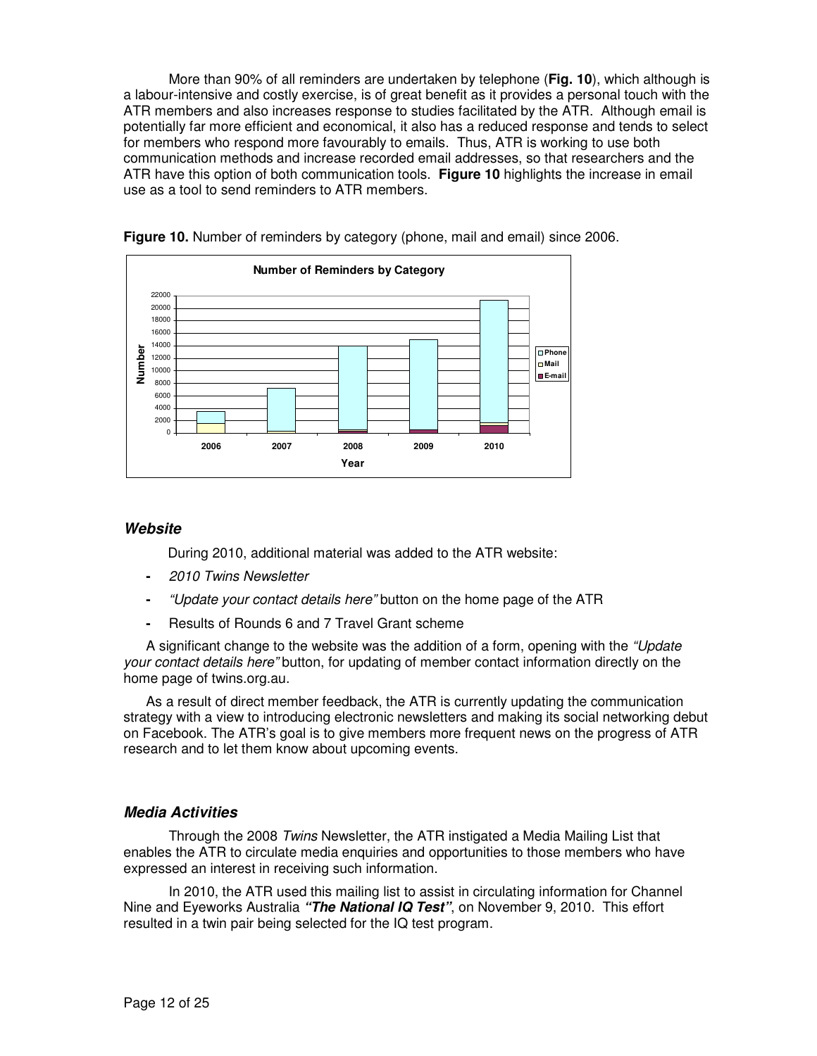More than 90% of all reminders are undertaken by telephone (**Fig. 10**), which although is a labour-intensive and costly exercise, is of great benefit as it provides a personal touch with the ATR members and also increases response to studies facilitated by the ATR. Although email is potentially far more efficient and economical, it also has a reduced response and tends to select for members who respond more favourably to emails. Thus, ATR is working to use both communication methods and increase recorded email addresses, so that researchers and the ATR have this option of both communication tools. **Figure 10** highlights the increase in email use as a tool to send reminders to ATR members.

**Figure 10.** Number of reminders by category (phone, mail and email) since 2006.

### *Website*

During 2010, additional material was added to the ATR website:

- *2010 Twins Newsletter*
- *"Update your contact details here"* button on the home page of the ATR
- Results of Rounds 6 and 7 Travel Grant scheme

A significant change to the website was the addition of a form, opening with the *"Update your contact details here"* button, for updating of member contact information directly on the home page of twins.org.au.

As a result of direct member feedback, the ATR is currently updating the communication strategy with a view to introducing electronic newsletters and making its social networking debut on Facebook. The ATR's goal is to give members more frequent news on the progress of ATR research and to let them know about upcoming events.

### *Media Activities*

Through the 2008 *Twins* Newsletter, the ATR instigated a Media Mailing List that enables the ATR to circulate media enquiries and opportunities to those members who have expressed an interest in receiving such information.

In 2010, the ATR used this mailing list to assist in circulating information for Channel Nine and Eyeworks Australia ***"The National IQ Test"***, on November 9, 2010. This effort resulted in a twin pair being selected for the IQ test program.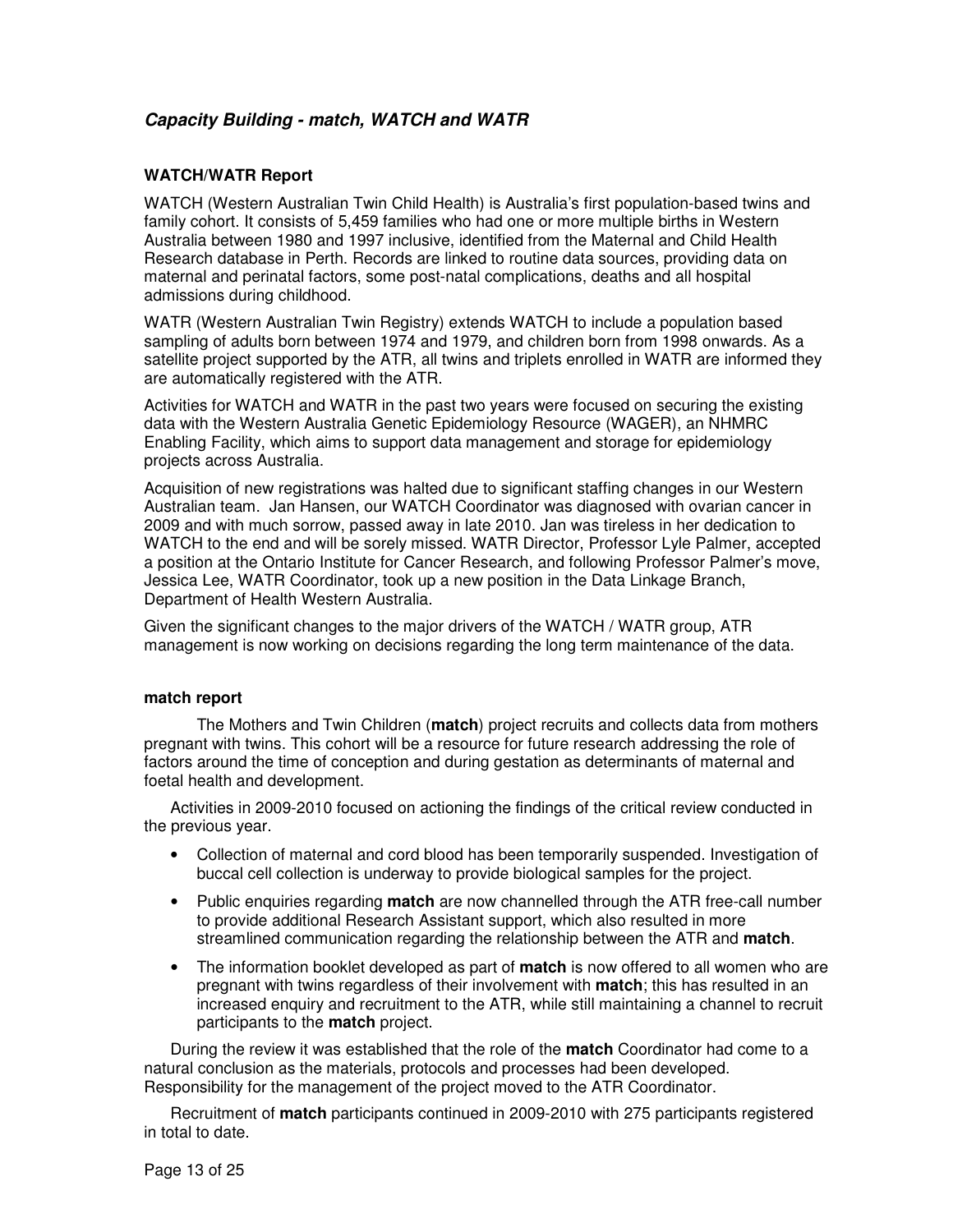## *Capacity Building - match, WATCH and WATR*

### WATCH/WATR Report

WATCH (Western Australian Twin Child Health) is Australia's first population-based twins and family cohort. It consists of 5,459 families who had one or more multiple births in Western Australia between 1980 and 1997 inclusive, identified from the Maternal and Child Health Research database in Perth. Records are linked to routine data sources, providing data on maternal and perinatal factors, some post-natal complications, deaths and all hospital admissions during childhood.

WATR (Western Australian Twin Registry) extends WATCH to include a population based sampling of adults born between 1974 and 1979, and children born from 1998 onwards. As a satellite project supported by the ATR, all twins and triplets enrolled in WATR are informed they are automatically registered with the ATR.

Activities for WATCH and WATR in the past two years were focused on securing the existing data with the Western Australia Genetic Epidemiology Resource (WAGER), an NHMRC Enabling Facility, which aims to support data management and storage for epidemiology projects across Australia.

Acquisition of new registrations was halted due to significant staffing changes in our Western Australian team. Jan Hansen, our WATCH Coordinator was diagnosed with ovarian cancer in 2009 and with much sorrow, passed away in late 2010. Jan was tireless in her dedication to WATCH to the end and will be sorely missed. WATR Director, Professor Lyle Palmer, accepted a position at the Ontario Institute for Cancer Research, and following Professor Palmer's move, Jessica Lee, WATR Coordinator, took up a new position in the Data Linkage Branch, Department of Health Western Australia.

Given the significant changes to the major drivers of the WATCH / WATR group, ATR management is now working on decisions regarding the long term maintenance of the data.

### match report

The Mothers and Twin Children (**match**) project recruits and collects data from mothers pregnant with twins. This cohort will be a resource for future research addressing the role of factors around the time of conception and during gestation as determinants of maternal and foetal health and development.

Activities in 2009-2010 focused on actioning the findings of the critical review conducted in the previous year.

- Collection of maternal and cord blood has been temporarily suspended. Investigation of buccal cell collection is underway to provide biological samples for the project.
- Public enquiries regarding **match** are now channelled through the ATR free-call number to provide additional Research Assistant support, which also resulted in more streamlined communication regarding the relationship between the ATR and **match**.
- The information booklet developed as part of **match** is now offered to all women who are pregnant with twins regardless of their involvement with **match**; this has resulted in an increased enquiry and recruitment to the ATR, while still maintaining a channel to recruit participants to the **match** project.

During the review it was established that the role of the **match** Coordinator had come to a natural conclusion as the materials, protocols and processes had been developed. Responsibility for the management of the project moved to the ATR Coordinator.

Recruitment of **match** participants continued in 2009-2010 with 275 participants registered in total to date.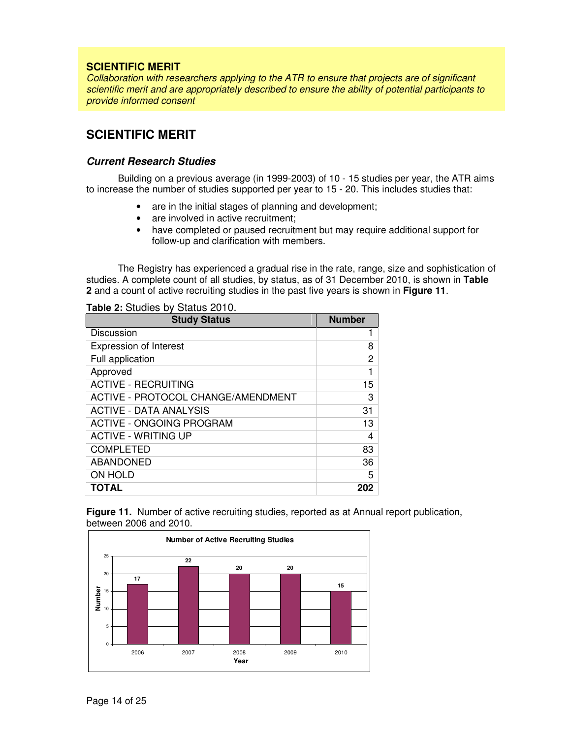**SCIENTIFIC MERIT**

*Collaboration with researchers applying to the ATR to ensure that projects are of significant scientific merit and are appropriately described to ensure the ability of potential participants to provide informed consent*

## SCIENTIFIC MERIT

### *Current Research Studies*

Building on a previous average (in 1999-2003) of 10 - 15 studies per year, the ATR aims to increase the number of studies supported per year to 15 - 20. This includes studies that:

- are in the initial stages of planning and development;
- are involved in active recruitment;
- have completed or paused recruitment but may require additional support for follow-up and clarification with members.

The Registry has experienced a gradual rise in the rate, range, size and sophistication of studies. A complete count of all studies, by status, as of 31 December 2010, is shown in **Table 2** and a count of active recruiting studies in the past five years is shown in **Figure 11**.

**Table 2:** Studies by Status 2010.

| Study Status | Number |
|---|---|
| Discussion | 1 |
| Expression of Interest | 8 |
| Full application | 2 |
| Approved | 1 |
| ACTIVE - RECRUITING | 15 |
| ACTIVE - PROTOCOL CHANGE/AMENDMENT | 3 |
| ACTIVE - DATA ANALYSIS | 31 |
| ACTIVE - ONGOING PROGRAM | 13 |
| ACTIVE - WRITING UP | 4 |
| COMPLETED | 83 |
| ABANDONED | 36 |
| ON HOLD | 5 |
| **TOTAL** | **202** |

**Figure 11.** Number of active recruiting studies, reported as at Annual report publication, between 2006 and 2010.

**Number of Active Recruiting Studies**

| Year | Number |
|---|---|
| 2006 | 17 |
| 2007 | 22 |
| 2008 | 20 |
| 2009 | 20 |
| 2010 | 15 |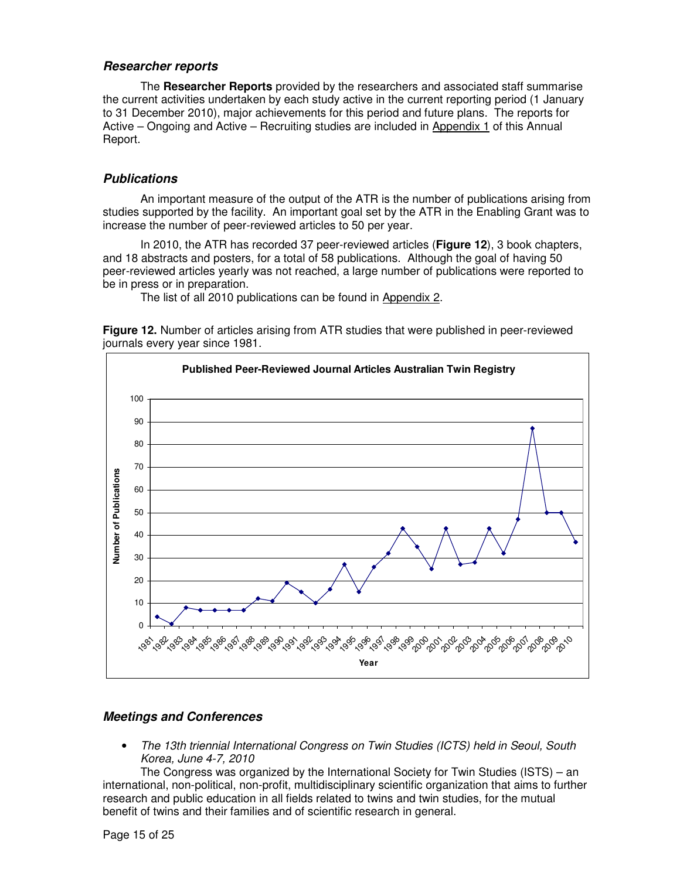### *Researcher reports*

The **Researcher Reports** provided by the researchers and associated staff summarise the current activities undertaken by each study active in the current reporting period (1 January to 31 December 2010), major achievements for this period and future plans. The reports for Active – Ongoing and Active – Recruiting studies are included in Appendix 1 of this Annual Report.

### *Publications*

An important measure of the output of the ATR is the number of publications arising from studies supported by the facility. An important goal set by the ATR in the Enabling Grant was to increase the number of peer-reviewed articles to 50 per year.

In 2010, the ATR has recorded 37 peer-reviewed articles (**Figure 12**), 3 book chapters, and 18 abstracts and posters, for a total of 58 publications. Although the goal of having 50 peer-reviewed articles yearly was not reached, a large number of publications were reported to be in press or in preparation.

The list of all 2010 publications can be found in Appendix 2.

**Figure 12.** Number of articles arising from ATR studies that were published in peer-reviewed journals every year since 1981.

**Published Peer-Reviewed Journal Articles Australian Twin Registry**

### *Meetings and Conferences*

- *The 13th triennial International Congress on Twin Studies (ICTS) held in Seoul, South Korea, June 4-7, 2010*

The Congress was organized by the International Society for Twin Studies (ISTS) – an international, non-political, non-profit, multidisciplinary scientific organization that aims to further research and public education in all fields related to twins and twin studies, for the mutual benefit of twins and their families and of scientific research in general.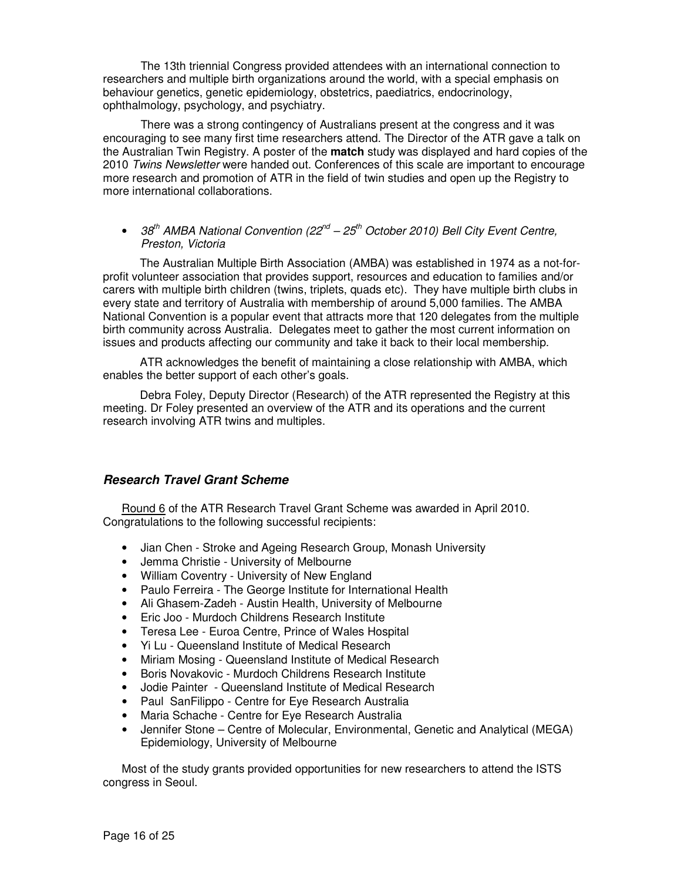The 13th triennial Congress provided attendees with an international connection to researchers and multiple birth organizations around the world, with a special emphasis on behaviour genetics, genetic epidemiology, obstetrics, paediatrics, endocrinology, ophthalmology, psychology, and psychiatry.

There was a strong contingency of Australians present at the congress and it was encouraging to see many first time researchers attend. The Director of the ATR gave a talk on the Australian Twin Registry. A poster of the **match** study was displayed and hard copies of the 2010 *Twins Newsletter* were handed out. Conferences of this scale are important to encourage more research and promotion of ATR in the field of twin studies and open up the Registry to more international collaborations.

- *38th AMBA National Convention (22nd – 25th October 2010) Bell City Event Centre, Preston, Victoria*

The Australian Multiple Birth Association (AMBA) was established in 1974 as a not-for-profit volunteer association that provides support, resources and education to families and/or carers with multiple birth children (twins, triplets, quads etc). They have multiple birth clubs in every state and territory of Australia with membership of around 5,000 families. The AMBA National Convention is a popular event that attracts more that 120 delegates from the multiple birth community across Australia. Delegates meet to gather the most current information on issues and products affecting our community and take it back to their local membership.

ATR acknowledges the benefit of maintaining a close relationship with AMBA, which enables the better support of each other's goals.

Debra Foley, Deputy Director (Research) of the ATR represented the Registry at this meeting. Dr Foley presented an overview of the ATR and its operations and the current research involving ATR twins and multiples.

## *Research Travel Grant Scheme*

Round 6 of the ATR Research Travel Grant Scheme was awarded in April 2010. Congratulations to the following successful recipients:

- Jian Chen - Stroke and Ageing Research Group, Monash University
- Jemma Christie - University of Melbourne
- William Coventry - University of New England
- Paulo Ferreira - The George Institute for International Health
- Ali Ghasem-Zadeh - Austin Health, University of Melbourne
- Eric Joo - Murdoch Childrens Research Institute
- Teresa Lee - Euroa Centre, Prince of Wales Hospital
- Yi Lu - Queensland Institute of Medical Research
- Miriam Mosing - Queensland Institute of Medical Research
- Boris Novakovic - Murdoch Childrens Research Institute
- Jodie Painter - Queensland Institute of Medical Research
- Paul SanFilippo - Centre for Eye Research Australia
- Maria Schache - Centre for Eye Research Australia
- Jennifer Stone – Centre of Molecular, Environmental, Genetic and Analytical (MEGA) Epidemiology, University of Melbourne

Most of the study grants provided opportunities for new researchers to attend the ISTS congress in Seoul.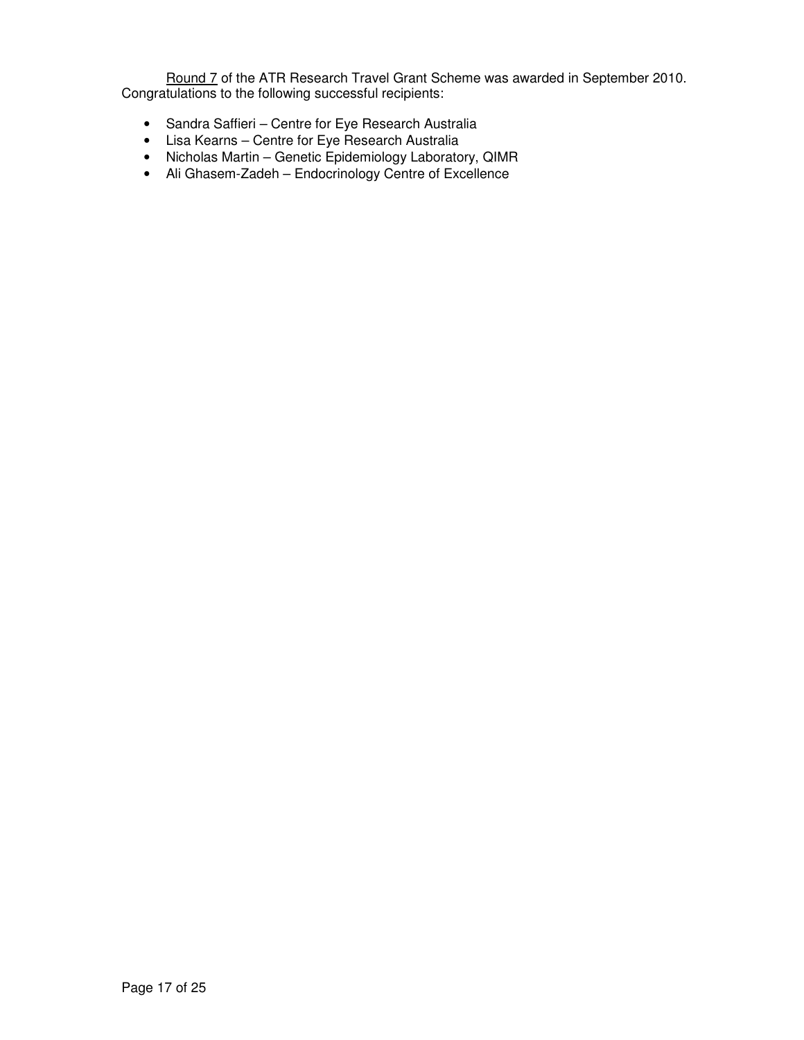<u>Round 7</u> of the ATR Research Travel Grant Scheme was awarded in September 2010. Congratulations to the following successful recipients:

- Sandra Saffieri – Centre for Eye Research Australia
- Lisa Kearns – Centre for Eye Research Australia
- Nicholas Martin – Genetic Epidemiology Laboratory, QIMR
- Ali Ghasem-Zadeh – Endocrinology Centre of Excellence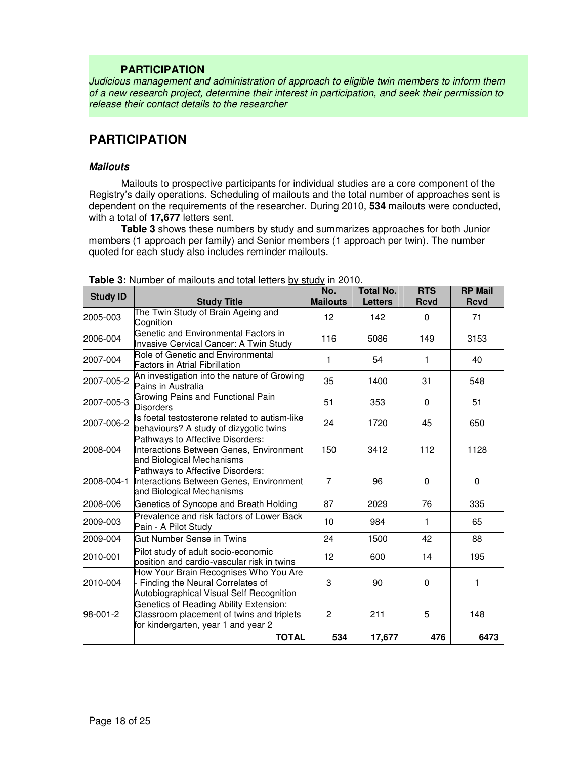## PARTICIPATION

*Judicious management and administration of approach to eligible twin members to inform them of a new research project, determine their interest in participation, and seek their permission to release their contact details to the researcher*

# PARTICIPATION

### *Mailouts*

Mailouts to prospective participants for individual studies are a core component of the Registry's daily operations. Scheduling of mailouts and the total number of approaches sent is dependent on the requirements of the researcher. During 2010, **534** mailouts were conducted, with a total of **17,677** letters sent.

**Table 3** shows these numbers by study and summarizes approaches for both Junior members (1 approach per family) and Senior members (1 approach per twin). The number quoted for each study also includes reminder mailouts.

**Table 3:** Number of mailouts and total letters by study in 2010.

| Study ID | Study Title | No. Mailouts | Total No. Letters | RTS Rcvd | RP Mail Rcvd |
|---|---|---|---|---|---|
| 2005-003 | The Twin Study of Brain Ageing and Cognition | 12 | 142 | 0 | 71 |
| 2006-004 | Genetic and Environmental Factors in Invasive Cervical Cancer: A Twin Study | 116 | 5086 | 149 | 3153 |
| 2007-004 | Role of Genetic and Environmental Factors in Atrial Fibrillation | 1 | 54 | 1 | 40 |
| 2007-005-2 | An investigation into the nature of Growing Pains in Australia | 35 | 1400 | 31 | 548 |
| 2007-005-3 | Growing Pains and Functional Pain Disorders | 51 | 353 | 0 | 51 |
| 2007-006-2 | Is foetal testosterone related to autism-like behaviours? A study of dizygotic twins | 24 | 1720 | 45 | 650 |
| 2008-004 | Pathways to Affective Disorders: Interactions Between Genes, Environment and Biological Mechanisms | 150 | 3412 | 112 | 1128 |
| 2008-004-1 | Pathways to Affective Disorders: Interactions Between Genes, Environment and Biological Mechanisms | 7 | 96 | 0 | 0 |
| 2008-006 | Genetics of Syncope and Breath Holding | 87 | 2029 | 76 | 335 |
| 2009-003 | Prevalence and risk factors of Lower Back Pain - A Pilot Study | 10 | 984 | 1 | 65 |
| 2009-004 | Gut Number Sense in Twins | 24 | 1500 | 42 | 88 |
| 2010-001 | Pilot study of adult socio-economic position and cardio-vascular risk in twins | 12 | 600 | 14 | 195 |
| 2010-004 | How Your Brain Recognises Who You Are - Finding the Neural Correlates of Autobiographical Visual Self Recognition | 3 | 90 | 0 | 1 |
| 98-001-2 | Genetics of Reading Ability Extension: Classroom placement of twins and triplets for kindergarten, year 1 and year 2 | 2 | 211 | 5 | 148 |
| | **TOTAL** | **534** | **17,677** | **476** | **6473** |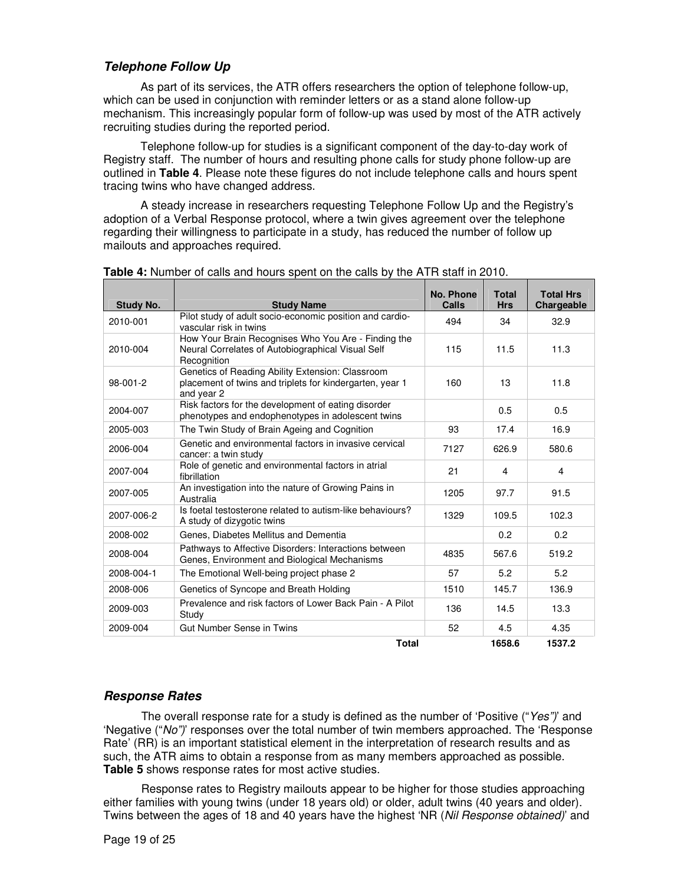### *Telephone Follow Up*

As part of its services, the ATR offers researchers the option of telephone follow-up, which can be used in conjunction with reminder letters or as a stand alone follow-up mechanism. This increasingly popular form of follow-up was used by most of the ATR actively recruiting studies during the reported period.

Telephone follow-up for studies is a significant component of the day-to-day work of Registry staff. The number of hours and resulting phone calls for study phone follow-up are outlined in **Table 4**. Please note these figures do not include telephone calls and hours spent tracing twins who have changed address.

A steady increase in researchers requesting Telephone Follow Up and the Registry's adoption of a Verbal Response protocol, where a twin gives agreement over the telephone regarding their willingness to participate in a study, has reduced the number of follow up mailouts and approaches required.

**Table 4:** Number of calls and hours spent on the calls by the ATR staff in 2010.

| Study No. | Study Name | No. Phone Calls | Total Hrs | Total Hrs Chargeable |
|---|---|---|---|---|
| 2010-001 | Pilot study of adult socio-economic position and cardio-vascular risk in twins | 494 | 34 | 32.9 |
| 2010-004 | How Your Brain Recognises Who You Are - Finding the Neural Correlates of Autobiographical Visual Self Recognition | 115 | 11.5 | 11.3 |
| 98-001-2 | Genetics of Reading Ability Extension: Classroom placement of twins and triplets for kindergarten, year 1 and year 2 | 160 | 13 | 11.8 |
| 2004-007 | Risk factors for the development of eating disorder phenotypes and endophenotypes in adolescent twins | | 0.5 | 0.5 |
| 2005-003 | The Twin Study of Brain Ageing and Cognition | 93 | 17.4 | 16.9 |
| 2006-004 | Genetic and environmental factors in invasive cervical cancer: a twin study | 7127 | 626.9 | 580.6 |
| 2007-004 | Role of genetic and environmental factors in atrial fibrillation | 21 | 4 | 4 |
| 2007-005 | An investigation into the nature of Growing Pains in Australia | 1205 | 97.7 | 91.5 |
| 2007-006-2 | Is foetal testosterone related to autism-like behaviours? A study of dizygotic twins | 1329 | 109.5 | 102.3 |
| 2008-002 | Genes, Diabetes Mellitus and Dementia | | 0.2 | 0.2 |
| 2008-004 | Pathways to Affective Disorders: Interactions between Genes, Environment and Biological Mechanisms | 4835 | 567.6 | 519.2 |
| 2008-004-1 | The Emotional Well-being project phase 2 | 57 | 5.2 | 5.2 |
| 2008-006 | Genetics of Syncope and Breath Holding | 1510 | 145.7 | 136.9 |
| 2009-003 | Prevalence and risk factors of Lower Back Pain - A Pilot Study | 136 | 14.5 | 13.3 |
| 2009-004 | Gut Number Sense in Twins | 52 | 4.5 | 4.35 |
| | **Total** | | **1658.6** | **1537.2** |

### *Response Rates*

The overall response rate for a study is defined as the number of 'Positive ("*Yes")*' and 'Negative ("*No")*' responses over the total number of twin members approached. The 'Response Rate' (RR) is an important statistical element in the interpretation of research results and as such, the ATR aims to obtain a response from as many members approached as possible. **Table 5** shows response rates for most active studies.

Response rates to Registry mailouts appear to be higher for those studies approaching either families with young twins (under 18 years old) or older, adult twins (40 years and older). Twins between the ages of 18 and 40 years have the highest 'NR (*Nil Response obtained)*' and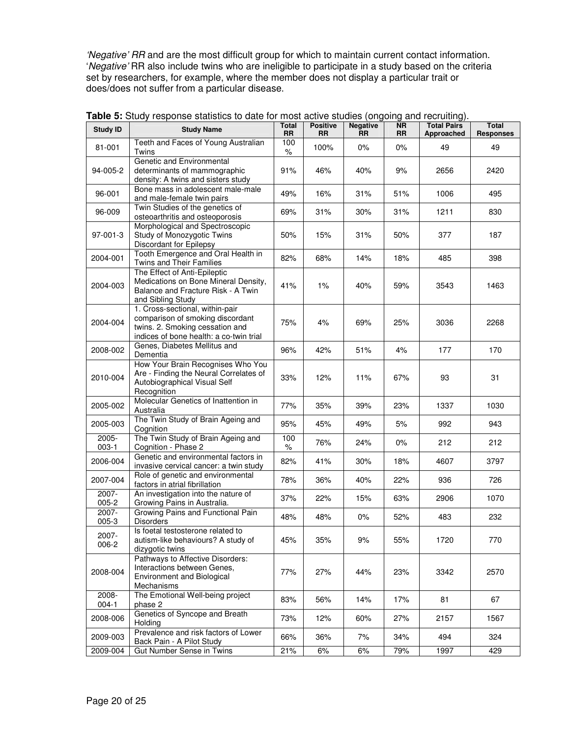*'Negative' RR* and are the most difficult group for which to maintain current contact information. '*Negative'* RR also include twins who are ineligible to participate in a study based on the criteria set by researchers, for example, where the member does not display a particular trait or does/does not suffer from a particular disease.

**Table 5:** Study response statistics to date for most active studies (ongoing and recruiting).

| Study ID | Study Name | Total RR | Positive RR | Negative RR | NR RR | Total Pairs Approached | Total Responses |
|---|---|---|---|---|---|---|---|
| 81-001 | Teeth and Faces of Young Australian Twins | 100 % | 100% | 0% | 0% | 49 | 49 |
| 94-005-2 | Genetic and Environmental determinants of mammographic density: A twins and sisters study | 91% | 46% | 40% | 9% | 2656 | 2420 |
| 96-001 | Bone mass in adolescent male-male and male-female twin pairs | 49% | 16% | 31% | 51% | 1006 | 495 |
| 96-009 | Twin Studies of the genetics of osteoarthritis and osteoporosis | 69% | 31% | 30% | 31% | 1211 | 830 |
| 97-001-3 | Morphological and Spectroscopic Study of Monozygotic Twins Discordant for Epilepsy | 50% | 15% | 31% | 50% | 377 | 187 |
| 2004-001 | Tooth Emergence and Oral Health in Twins and Their Families | 82% | 68% | 14% | 18% | 485 | 398 |
| 2004-003 | The Effect of Anti-Epileptic Medications on Bone Mineral Density, Balance and Fracture Risk - A Twin and Sibling Study | 41% | 1% | 40% | 59% | 3543 | 1463 |
| 2004-004 | 1. Cross-sectional, within-pair comparison of smoking discordant twins. 2. Smoking cessation and indices of bone health: a co-twin trial | 75% | 4% | 69% | 25% | 3036 | 2268 |
| 2008-002 | Genes, Diabetes Mellitus and Dementia | 96% | 42% | 51% | 4% | 177 | 170 |
| 2010-004 | How Your Brain Recognises Who You Are - Finding the Neural Correlates of Autobiographical Visual Self Recognition | 33% | 12% | 11% | 67% | 93 | 31 |
| 2005-002 | Molecular Genetics of Inattention in Australia | 77% | 35% | 39% | 23% | 1337 | 1030 |
| 2005-003 | The Twin Study of Brain Ageing and Cognition | 95% | 45% | 49% | 5% | 992 | 943 |
| 2005-003-1 | The Twin Study of Brain Ageing and Cognition - Phase 2 | 100 % | 76% | 24% | 0% | 212 | 212 |
| 2006-004 | Genetic and environmental factors in invasive cervical cancer: a twin study | 82% | 41% | 30% | 18% | 4607 | 3797 |
| 2007-004 | Role of genetic and environmental factors in atrial fibrillation | 78% | 36% | 40% | 22% | 936 | 726 |
| 2007-005-2 | An investigation into the nature of Growing Pains in Australia. | 37% | 22% | 15% | 63% | 2906 | 1070 |
| 2007-005-3 | Growing Pains and Functional Pain Disorders | 48% | 48% | 0% | 52% | 483 | 232 |
| 2007-006-2 | Is foetal testosterone related to autism-like behaviours? A study of dizygotic twins | 45% | 35% | 9% | 55% | 1720 | 770 |
| 2008-004 | Pathways to Affective Disorders: Interactions between Genes, Environment and Biological Mechanisms | 77% | 27% | 44% | 23% | 3342 | 2570 |
| 2008-004-1 | The Emotional Well-being project phase 2 | 83% | 56% | 14% | 17% | 81 | 67 |
| 2008-006 | Genetics of Syncope and Breath Holding | 73% | 12% | 60% | 27% | 2157 | 1567 |
| 2009-003 | Prevalence and risk factors of Lower Back Pain - A Pilot Study | 66% | 36% | 7% | 34% | 494 | 324 |
| 2009-004 | Gut Number Sense in Twins | 21% | 6% | 6% | 79% | 1997 | 429 |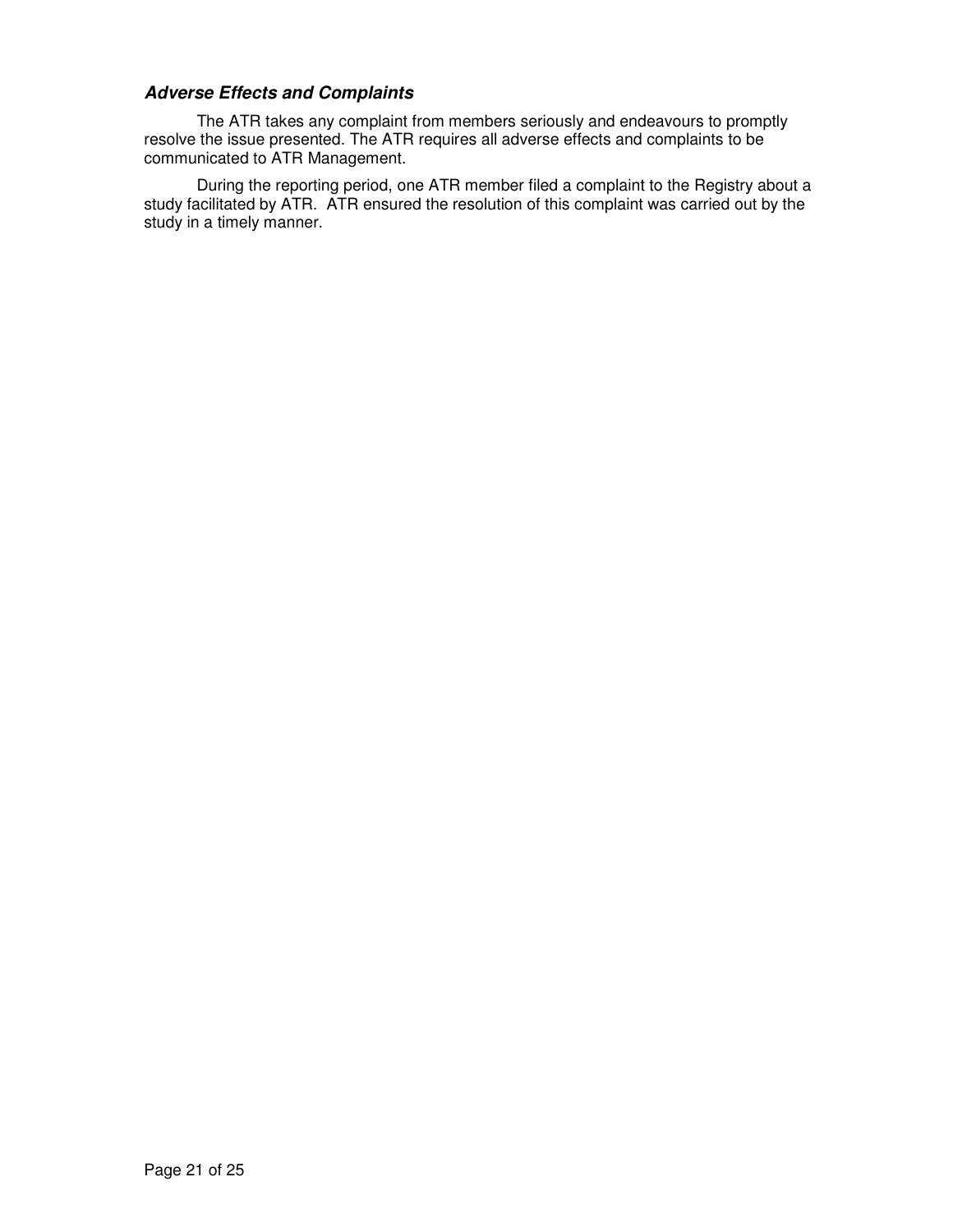### ***Adverse Effects and Complaints***

The ATR takes any complaint from members seriously and endeavours to promptly resolve the issue presented. The ATR requires all adverse effects and complaints to be communicated to ATR Management.

During the reporting period, one ATR member filed a complaint to the Registry about a study facilitated by ATR. ATR ensured the resolution of this complaint was carried out by the study in a timely manner.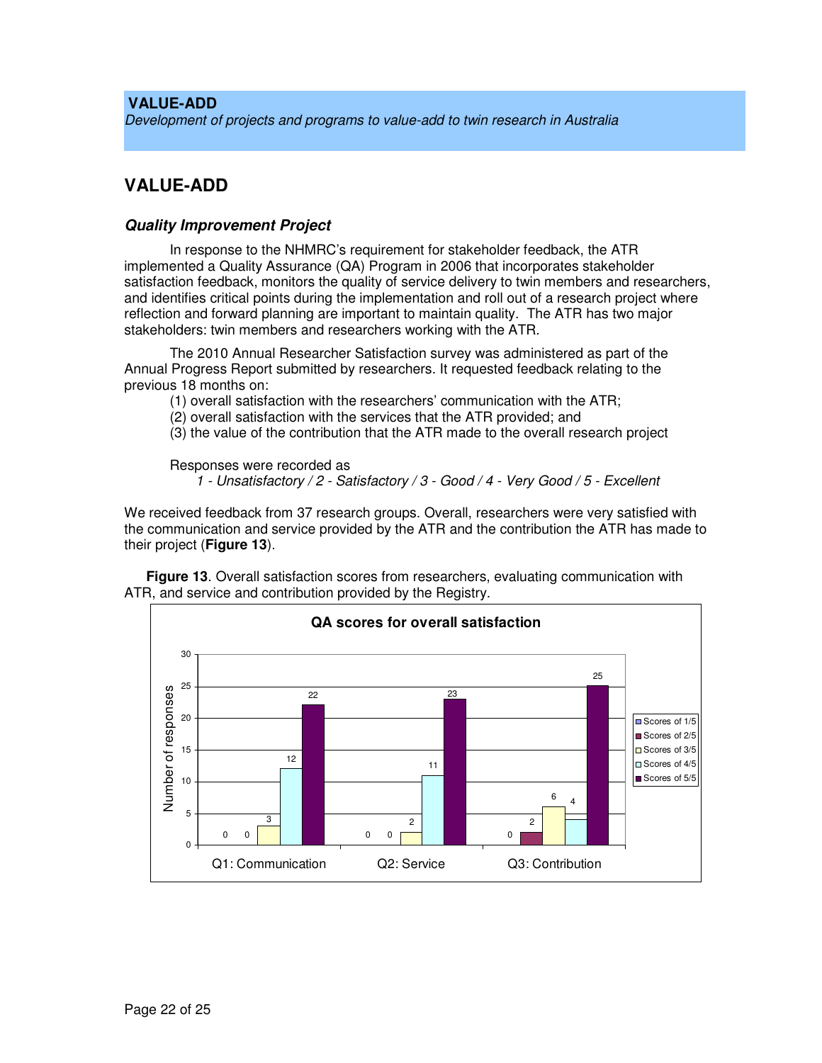**VALUE-ADD**
*Development of projects and programs to value-add to twin research in Australia*

## VALUE-ADD

### *Quality Improvement Project*

In response to the NHMRC's requirement for stakeholder feedback, the ATR implemented a Quality Assurance (QA) Program in 2006 that incorporates stakeholder satisfaction feedback, monitors the quality of service delivery to twin members and researchers, and identifies critical points during the implementation and roll out of a research project where reflection and forward planning are important to maintain quality. The ATR has two major stakeholders: twin members and researchers working with the ATR.

The 2010 Annual Researcher Satisfaction survey was administered as part of the Annual Progress Report submitted by researchers. It requested feedback relating to the previous 18 months on:

(1) overall satisfaction with the researchers' communication with the ATR;
(2) overall satisfaction with the services that the ATR provided; and
(3) the value of the contribution that the ATR made to the overall research project

Responses were recorded as

*1 - Unsatisfactory / 2 - Satisfactory / 3 - Good / 4 - Very Good / 5 - Excellent*

We received feedback from 37 research groups. Overall, researchers were very satisfied with the communication and service provided by the ATR and the contribution the ATR has made to their project (**Figure 13**).

**Figure 13**. Overall satisfaction scores from researchers, evaluating communication with ATR, and service and contribution provided by the Registry.

**QA scores for overall satisfaction**

| Number of responses | Scores of 1/5 | Scores of 2/5 | Scores of 3/5 | Scores of 4/5 | Scores of 5/5 |
|---|---|---|---|---|---|
| Q1: Communication | 0 | 0 | 3 | 12 | 22 |
| Q2: Service | 0 | 0 | 2 | 11 | 23 |
| Q3: Contribution | 0 | 2 | 6 | 4 | 25 |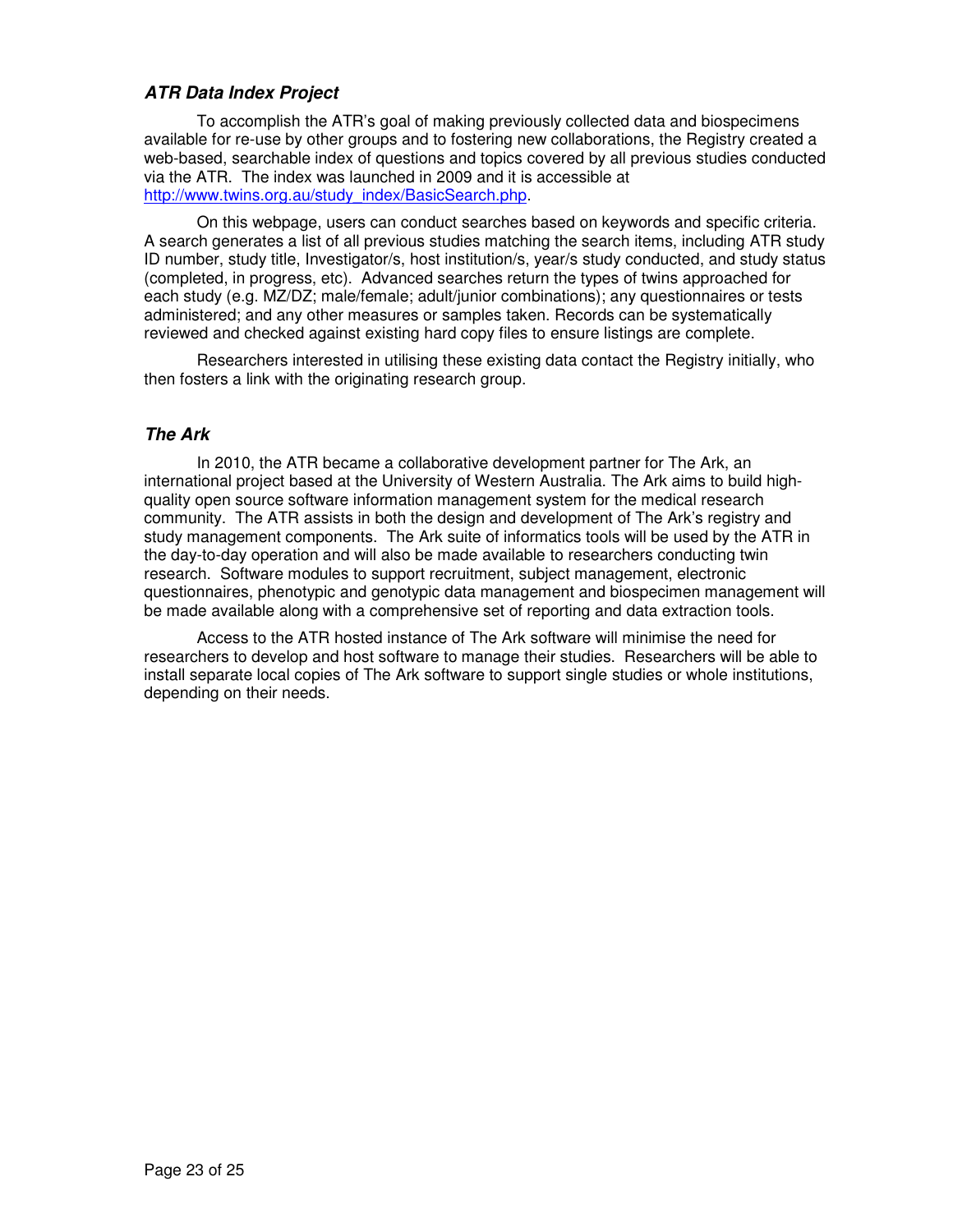### ***ATR Data Index Project***

To accomplish the ATR's goal of making previously collected data and biospecimens available for re-use by other groups and to fostering new collaborations, the Registry created a web-based, searchable index of questions and topics covered by all previous studies conducted via the ATR. The index was launched in 2009 and it is accessible at [http://www.twins.org.au/study_index/BasicSearch.php](http://www.twins.org.au/study_index/BasicSearch.php).

On this webpage, users can conduct searches based on keywords and specific criteria. A search generates a list of all previous studies matching the search items, including ATR study ID number, study title, Investigator/s, host institution/s, year/s study conducted, and study status (completed, in progress, etc). Advanced searches return the types of twins approached for each study (e.g. MZ/DZ; male/female; adult/junior combinations); any questionnaires or tests administered; and any other measures or samples taken. Records can be systematically reviewed and checked against existing hard copy files to ensure listings are complete.

Researchers interested in utilising these existing data contact the Registry initially, who then fosters a link with the originating research group.

### ***The Ark***

In 2010, the ATR became a collaborative development partner for The Ark, an international project based at the University of Western Australia. The Ark aims to build high-quality open source software information management system for the medical research community. The ATR assists in both the design and development of The Ark's registry and study management components. The Ark suite of informatics tools will be used by the ATR in the day-to-day operation and will also be made available to researchers conducting twin research. Software modules to support recruitment, subject management, electronic questionnaires, phenotypic and genotypic data management and biospecimen management will be made available along with a comprehensive set of reporting and data extraction tools.

Access to the ATR hosted instance of The Ark software will minimise the need for researchers to develop and host software to manage their studies. Researchers will be able to install separate local copies of The Ark software to support single studies or whole institutions, depending on their needs.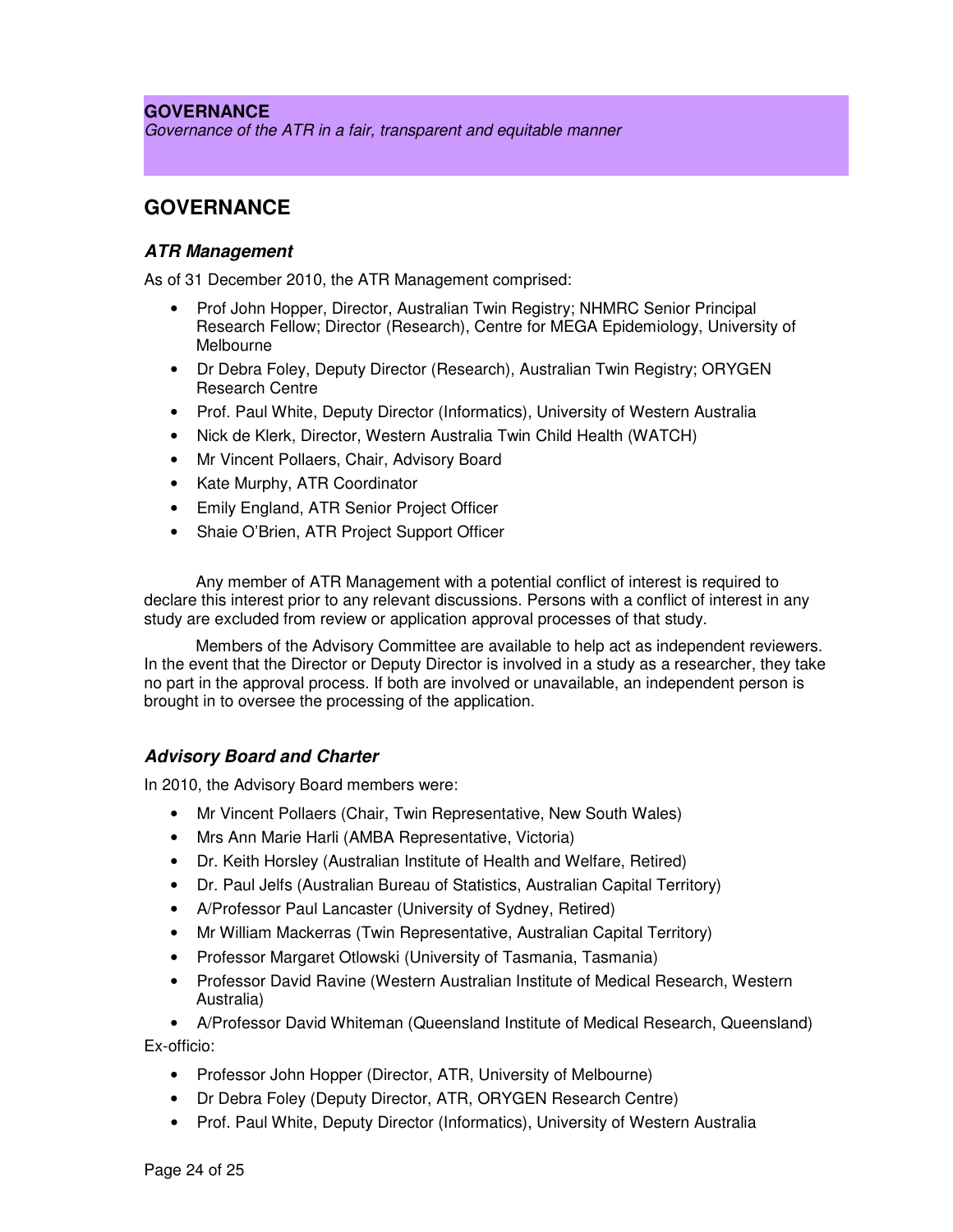**GOVERNANCE**

*Governance of the ATR in a fair, transparent and equitable manner*

## GOVERNANCE

### *ATR Management*

As of 31 December 2010, the ATR Management comprised:

- Prof John Hopper, Director, Australian Twin Registry; NHMRC Senior Principal Research Fellow; Director (Research), Centre for MEGA Epidemiology, University of Melbourne
- Dr Debra Foley, Deputy Director (Research), Australian Twin Registry; ORYGEN Research Centre
- Prof. Paul White, Deputy Director (Informatics), University of Western Australia
- Nick de Klerk, Director, Western Australia Twin Child Health (WATCH)
- Mr Vincent Pollaers, Chair, Advisory Board
- Kate Murphy, ATR Coordinator
- Emily England, ATR Senior Project Officer
- Shaie O'Brien, ATR Project Support Officer

Any member of ATR Management with a potential conflict of interest is required to declare this interest prior to any relevant discussions. Persons with a conflict of interest in any study are excluded from review or application approval processes of that study.

Members of the Advisory Committee are available to help act as independent reviewers. In the event that the Director or Deputy Director is involved in a study as a researcher, they take no part in the approval process. If both are involved or unavailable, an independent person is brought in to oversee the processing of the application.

### *Advisory Board and Charter*

In 2010, the Advisory Board members were:

- Mr Vincent Pollaers (Chair, Twin Representative, New South Wales)
- Mrs Ann Marie Harli (AMBA Representative, Victoria)
- Dr. Keith Horsley (Australian Institute of Health and Welfare, Retired)
- Dr. Paul Jelfs (Australian Bureau of Statistics, Australian Capital Territory)
- A/Professor Paul Lancaster (University of Sydney, Retired)
- Mr William Mackerras (Twin Representative, Australian Capital Territory)
- Professor Margaret Otlowski (University of Tasmania, Tasmania)
- Professor David Ravine (Western Australian Institute of Medical Research, Western Australia)
- A/Professor David Whiteman (Queensland Institute of Medical Research, Queensland)

Ex-officio:

- Professor John Hopper (Director, ATR, University of Melbourne)
- Dr Debra Foley (Deputy Director, ATR, ORYGEN Research Centre)
- Prof. Paul White, Deputy Director (Informatics), University of Western Australia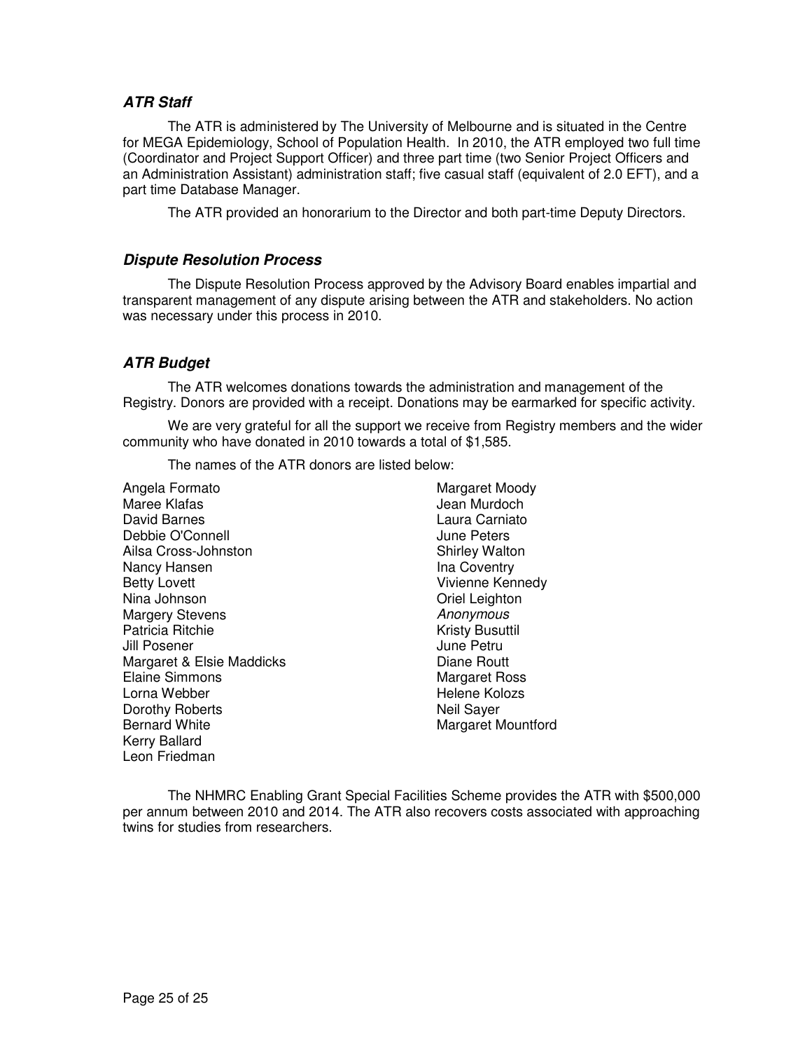### *ATR Staff*

The ATR is administered by The University of Melbourne and is situated in the Centre for MEGA Epidemiology, School of Population Health. In 2010, the ATR employed two full time (Coordinator and Project Support Officer) and three part time (two Senior Project Officers and an Administration Assistant) administration staff; five casual staff (equivalent of 2.0 EFT), and a part time Database Manager.

The ATR provided an honorarium to the Director and both part-time Deputy Directors.

### *Dispute Resolution Process*

The Dispute Resolution Process approved by the Advisory Board enables impartial and transparent management of any dispute arising between the ATR and stakeholders. No action was necessary under this process in 2010.

### *ATR Budget*

The ATR welcomes donations towards the administration and management of the Registry. Donors are provided with a receipt. Donations may be earmarked for specific activity.

We are very grateful for all the support we receive from Registry members and the wider community who have donated in 2010 towards a total of $1,585.

The names of the ATR donors are listed below:

Angela Formato
Maree Klafas
David Barnes
Debbie O'Connell
Ailsa Cross-Johnston
Nancy Hansen
Betty Lovett
Nina Johnson
Margery Stevens
Patricia Ritchie
Jill Posener
Margaret & Elsie Maddicks
Elaine Simmons
Lorna Webber
Dorothy Roberts
Bernard White
Kerry Ballard
Leon Friedman
Margaret Moody
Jean Murdoch
Laura Carniato
June Peters
Shirley Walton
Ina Coventry
Vivienne Kennedy
Oriel Leighton
*Anonymous*
Kristy Busuttil
June Petru
Diane Routt
Margaret Ross
Helene Kolozs
Neil Sayer
Margaret Mountford

The NHMRC Enabling Grant Special Facilities Scheme provides the ATR with $500,000 per annum between 2010 and 2014. The ATR also recovers costs associated with approaching twins for studies from researchers.